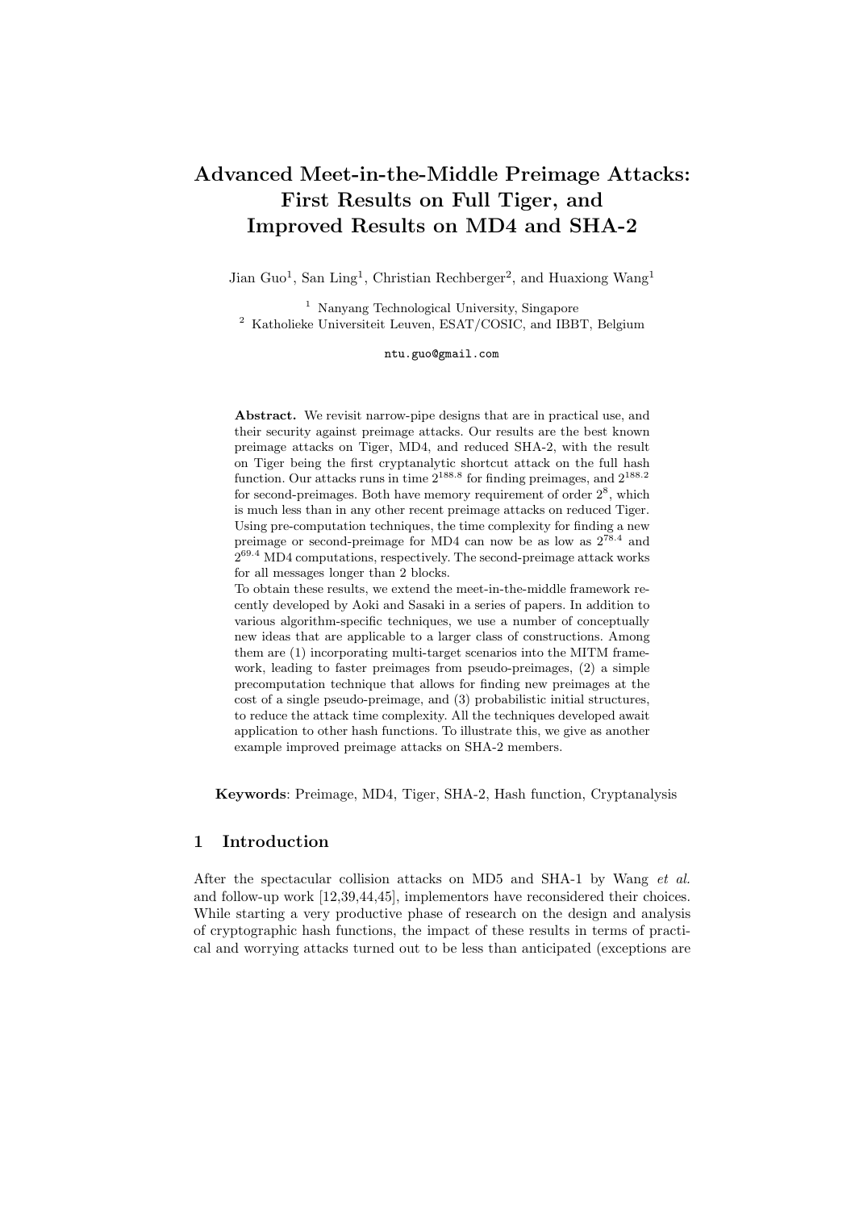# Advanced Meet-in-the-Middle Preimage Attacks: First Results on Full Tiger, and Improved Results on MD4 and SHA-2

Jian Guo[1], San Ling[1], Christian Rechberger[2], and Huaxiong Wang[1]

[1] Nanyang Technological University, Singapore
[2] Katholieke Universiteit Leuven, ESAT/COSIC, and IBBT, Belgium

ntu.guo@gmail.com

**Abstract.** We revisit narrow-pipe designs that are in practical use, and their security against preimage attacks. Our results are the best known preimage attacks on Tiger, MD4, and reduced SHA-2, with the result on Tiger being the first cryptanalytic shortcut attack on the full hash function. Our attacks runs in time $2^{188.8}$ for finding preimages, and $2^{188.2}$ for second-preimages. Both have memory requirement of order $2^8$, which is much less than in any other recent preimage attacks on reduced Tiger. Using pre-computation techniques, the time complexity for finding a new preimage or second-preimage for MD4 can now be as low as $2^{78.4}$ and $2^{69.4}$ MD4 computations, respectively. The second-preimage attack works for all messages longer than 2 blocks.

To obtain these results, we extend the meet-in-the-middle framework recently developed by Aoki and Sasaki in a series of papers. In addition to various algorithm-specific techniques, we use a number of conceptually new ideas that are applicable to a larger class of constructions. Among them are (1) incorporating multi-target scenarios into the MITM framework, leading to faster preimages from pseudo-preimages, (2) a simple precomputation technique that allows for finding new preimages at the cost of a single pseudo-preimage, and (3) probabilistic initial structures, to reduce the attack time complexity. All the techniques developed await application to other hash functions. To illustrate this, we give as another example improved preimage attacks on SHA-2 members.

**Keywords**: Preimage, MD4, Tiger, SHA-2, Hash function, Cryptanalysis

## 1 Introduction

After the spectacular collision attacks on MD5 and SHA-1 by Wang *et al.* and follow-up work [12,39,44,45], implementors have reconsidered their choices. While starting a very productive phase of research on the design and analysis of cryptographic hash functions, the impact of these results in terms of practical and worrying attacks turned out to be less than anticipated (exceptions are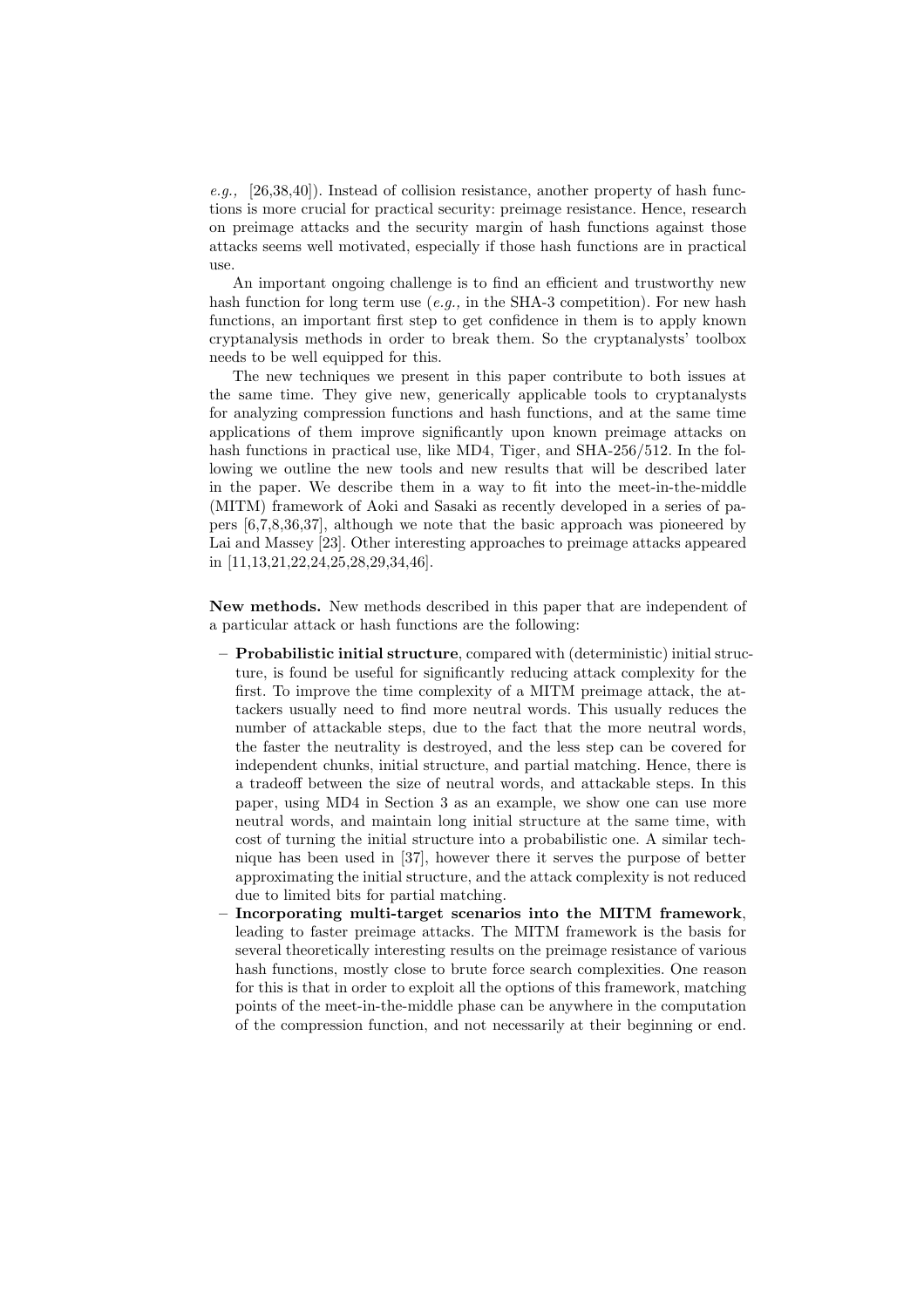*e.g.,* [26,38,40]). Instead of collision resistance, another property of hash functions is more crucial for practical security: preimage resistance. Hence, research on preimage attacks and the security margin of hash functions against those attacks seems well motivated, especially if those hash functions are in practical use.

An important ongoing challenge is to find an efficient and trustworthy new hash function for long term use (*e.g.,* in the SHA-3 competition). For new hash functions, an important first step to get confidence in them is to apply known cryptanalysis methods in order to break them. So the cryptanalysts' toolbox needs to be well equipped for this.

The new techniques we present in this paper contribute to both issues at the same time. They give new, generically applicable tools to cryptanalysts for analyzing compression functions and hash functions, and at the same time applications of them improve significantly upon known preimage attacks on hash functions in practical use, like MD4, Tiger, and SHA-256/512. In the following we outline the new tools and new results that will be described later in the paper. We describe them in a way to fit into the meet-in-the-middle (MITM) framework of Aoki and Sasaki as recently developed in a series of papers [6,7,8,36,37], although we note that the basic approach was pioneered by Lai and Massey [23]. Other interesting approaches to preimage attacks appeared in [11,13,21,22,24,25,28,29,34,46].

**New methods.** New methods described in this paper that are independent of a particular attack or hash functions are the following:

- **Probabilistic initial structure**, compared with (deterministic) initial structure, is found be useful for significantly reducing attack complexity for the first. To improve the time complexity of a MITM preimage attack, the attackers usually need to find more neutral words. This usually reduces the number of attackable steps, due to the fact that the more neutral words, the faster the neutrality is destroyed, and the less step can be covered for independent chunks, initial structure, and partial matching. Hence, there is a tradeoff between the size of neutral words, and attackable steps. In this paper, using MD4 in Section 3 as an example, we show one can use more neutral words, and maintain long initial structure at the same time, with cost of turning the initial structure into a probabilistic one. A similar technique has been used in [37], however there it serves the purpose of better approximating the initial structure, and the attack complexity is not reduced due to limited bits for partial matching.
- **Incorporating multi-target scenarios into the MITM framework**, leading to faster preimage attacks. The MITM framework is the basis for several theoretically interesting results on the preimage resistance of various hash functions, mostly close to brute force search complexities. One reason for this is that in order to exploit all the options of this framework, matching points of the meet-in-the-middle phase can be anywhere in the computation of the compression function, and not necessarily at their beginning or end.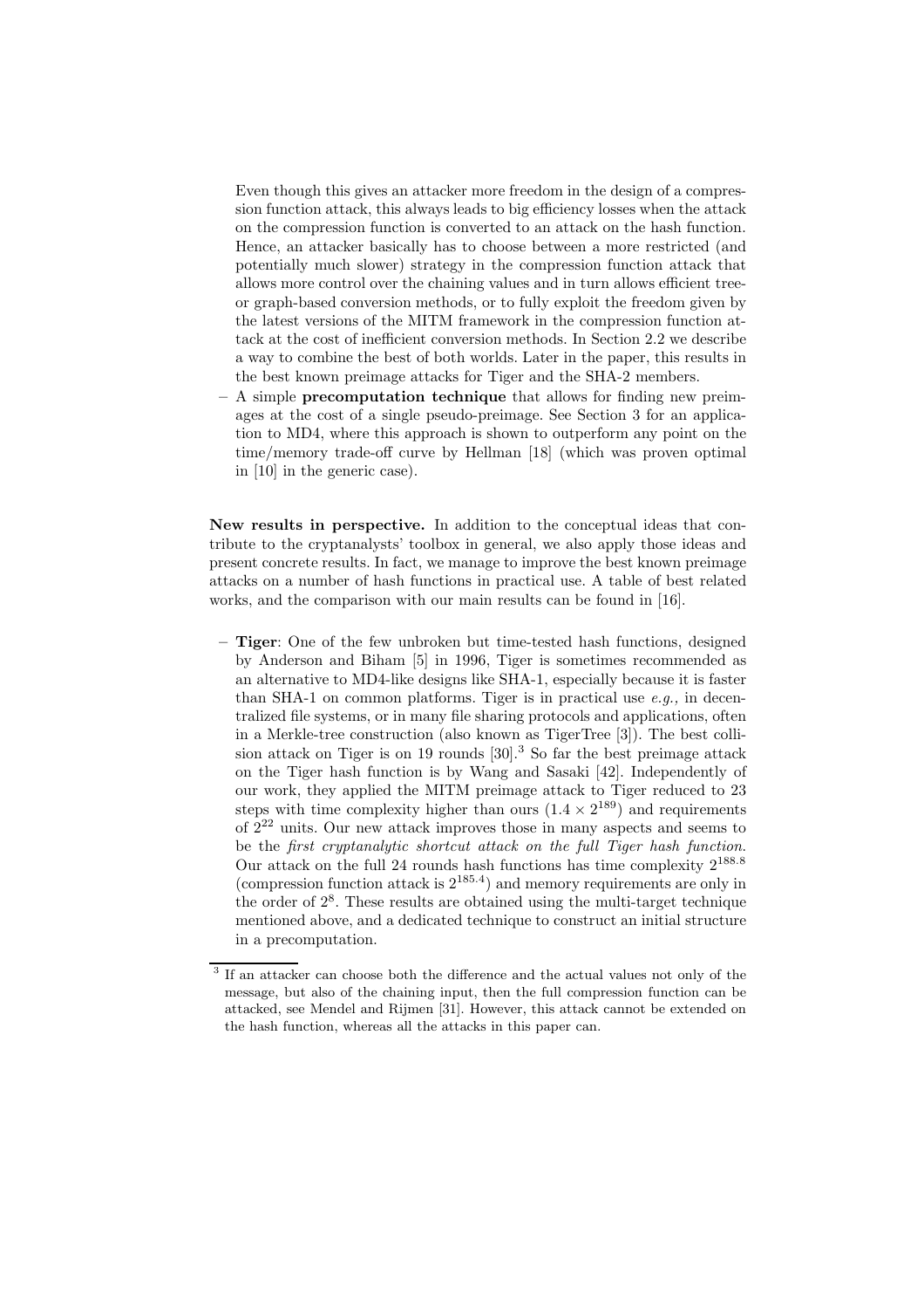Even though this gives an attacker more freedom in the design of a compression function attack, this always leads to big efficiency losses when the attack on the compression function is converted to an attack on the hash function. Hence, an attacker basically has to choose between a more restricted (and potentially much slower) strategy in the compression function attack that allows more control over the chaining values and in turn allows efficient tree- or graph-based conversion methods, or to fully exploit the freedom given by the latest versions of the MITM framework in the compression function attack at the cost of inefficient conversion methods. In Section 2.2 we describe a way to combine the best of both worlds. Later in the paper, this results in the best known preimage attacks for Tiger and the SHA-2 members.

- A simple **precomputation technique** that allows for finding new preimages at the cost of a single pseudo-preimage. See Section 3 for an application to MD4, where this approach is shown to outperform any point on the time/memory trade-off curve by Hellman [18] (which was proven optimal in [10] in the generic case).

**New results in perspective.** In addition to the conceptual ideas that contribute to the cryptanalysts' toolbox in general, we also apply those ideas and present concrete results. In fact, we manage to improve the best known preimage attacks on a number of hash functions in practical use. A table of best related works, and the comparison with our main results can be found in [16].

- **Tiger**: One of the few unbroken but time-tested hash functions, designed by Anderson and Biham [5] in 1996, Tiger is sometimes recommended as an alternative to MD4-like designs like SHA-1, especially because it is faster than SHA-1 on common platforms. Tiger is in practical use *e.g.,* in decentralized file systems, or in many file sharing protocols and applications, often in a Merkle-tree construction (also known as TigerTree [3]). The best collision attack on Tiger is on 19 rounds [30].[3] So far the best preimage attack on the Tiger hash function is by Wang and Sasaki [42]. Independently of our work, they applied the MITM preimage attack to Tiger reduced to 23 steps with time complexity higher than ours ($1.4 \times 2^{189}$) and requirements of $2^{22}$ units. Our new attack improves those in many aspects and seems to be the *first cryptanalytic shortcut attack on the full Tiger hash function*. Our attack on the full 24 rounds hash functions has time complexity $2^{188.8}$ (compression function attack is $2^{185.4}$) and memory requirements are only in the order of $2^8$. These results are obtained using the multi-target technique mentioned above, and a dedicated technique to construct an initial structure in a precomputation.

[3] If an attacker can choose both the difference and the actual values not only of the message, but also of the chaining input, then the full compression function can be attacked, see Mendel and Rijmen [31]. However, this attack cannot be extended on the hash function, whereas all the attacks in this paper can.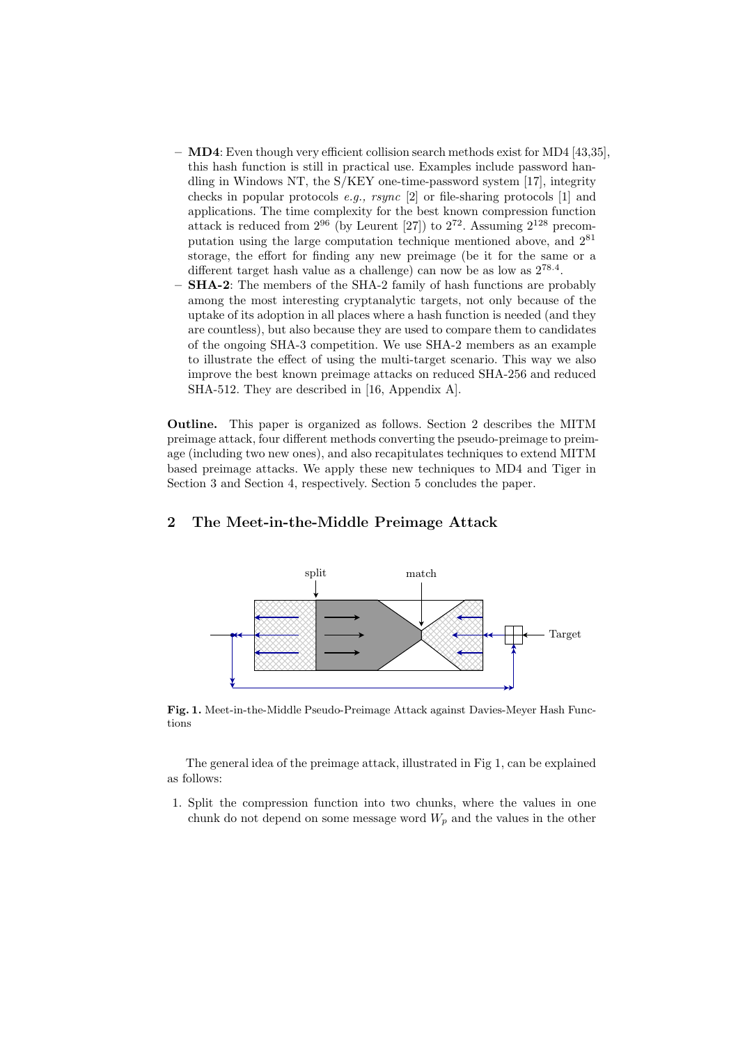- **MD4**: Even though very efficient collision search methods exist for MD4 [43,35], this hash function is still in practical use. Examples include password handling in Windows NT, the S/KEY one-time-password system [17], integrity checks in popular protocols *e.g., rsync* [2] or file-sharing protocols [1] and applications. The time complexity for the best known compression function attack is reduced from $2^{96}$ (by Leurent [27]) to $2^{72}$. Assuming $2^{128}$ precomputation using the large computation technique mentioned above, and $2^{81}$ storage, the effort for finding any new preimage (be it for the same or a different target hash value as a challenge) can now be as low as $2^{78.4}$.
- **SHA-2**: The members of the SHA-2 family of hash functions are probably among the most interesting cryptanalytic targets, not only because of the uptake of its adoption in all places where a hash function is needed (and they are countless), but also because they are used to compare them to candidates of the ongoing SHA-3 competition. We use SHA-2 members as an example to illustrate the effect of using the multi-target scenario. This way we also improve the best known preimage attacks on reduced SHA-256 and reduced SHA-512. They are described in [16, Appendix A].

**Outline.** This paper is organized as follows. Section 2 describes the MITM preimage attack, four different methods converting the pseudo-preimage to preimage (including two new ones), and also recapitulates techniques to extend MITM based preimage attacks. We apply these new techniques to MD4 and Tiger in Section 3 and Section 4, respectively. Section 5 concludes the paper.

## 2 The Meet-in-the-Middle Preimage Attack

**Fig. 1.** Meet-in-the-Middle Pseudo-Preimage Attack against Davies-Meyer Hash Functions

The general idea of the preimage attack, illustrated in Fig 1, can be explained as follows:

1. Split the compression function into two chunks, where the values in one chunk do not depend on some message word $W_p$ and the values in the other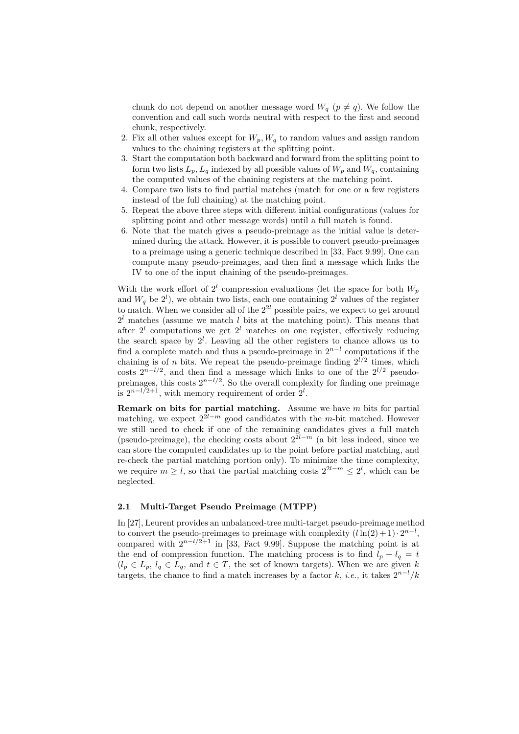chunk do not depend on another message word $W_q$ ($p \neq q$). We follow the convention and call such words neutral with respect to the first and second chunk, respectively.

2. Fix all other values except for $W_p, W_q$ to random values and assign random values to the chaining registers at the splitting point.
3. Start the computation both backward and forward from the splitting point to form two lists $L_p, L_q$ indexed by all possible values of $W_p$ and $W_q$, containing the computed values of the chaining registers at the matching point.
4. Compare two lists to find partial matches (match for one or a few registers instead of the full chaining) at the matching point.
5. Repeat the above three steps with different initial configurations (values for splitting point and other message words) until a full match is found.
6. Note that the match gives a pseudo-preimage as the initial value is determined during the attack. However, it is possible to convert pseudo-preimages to a preimage using a generic technique described in [33, Fact 9.99]. One can compute many pseudo-preimages, and then find a message which links the IV to one of the input chaining of the pseudo-preimages.

With the work effort of $2^l$ compression evaluations (let the space for both $W_p$ and $W_q$ be $2^l$), we obtain two lists, each one containing $2^l$ values of the register to match. When we consider all of the $2^{2l}$ possible pairs, we expect to get around $2^l$ matches (assume we match $l$ bits at the matching point). This means that after $2^l$ computations we get $2^l$ matches on one register, effectively reducing the search space by $2^l$. Leaving all the other registers to chance allows us to find a complete match and thus a pseudo-preimage in $2^{n-l}$ computations if the chaining is of $n$ bits. We repeat the pseudo-preimage finding $2^{l/2}$ times, which costs $2^{n-l/2}$, and then find a message which links to one of the $2^{l/2}$ pseudo-preimages, this costs $2^{n-l/2}$. So the overall complexity for finding one preimage is $2^{n-l/2+1}$, with memory requirement of order $2^l$.

**Remark on bits for partial matching.** Assume we have $m$ bits for partial matching, we expect $2^{2l-m}$ good candidates with the $m$-bit matched. However we still need to check if one of the remaining candidates gives a full match (pseudo-preimage), the checking costs about $2^{2l-m}$ (a bit less indeed, since we can store the computed candidates up to the point before partial matching, and re-check the partial matching portion only). To minimize the time complexity, we require $m \geq l$, so that the partial matching costs $2^{2l-m} \leq 2^l$, which can be neglected.

### 2.1 Multi-Target Pseudo Preimage (MTPP)

In [27], Leurent provides an unbalanced-tree multi-target pseudo-preimage method to convert the pseudo-preimages to preimage with complexity $(l \ln(2) + 1) \cdot 2^{n-l}$, compared with $2^{n-l/2+1}$ in [33, Fact 9.99]. Suppose the matching point is at the end of compression function. The matching process is to find $l_p + l_q = t$ ($l_p \in L_p$, $l_q \in L_q$, and $t \in T$, the set of known targets). When we are given $k$ targets, the chance to find a match increases by a factor $k$, *i.e.,* it takes $2^{n-l}/k$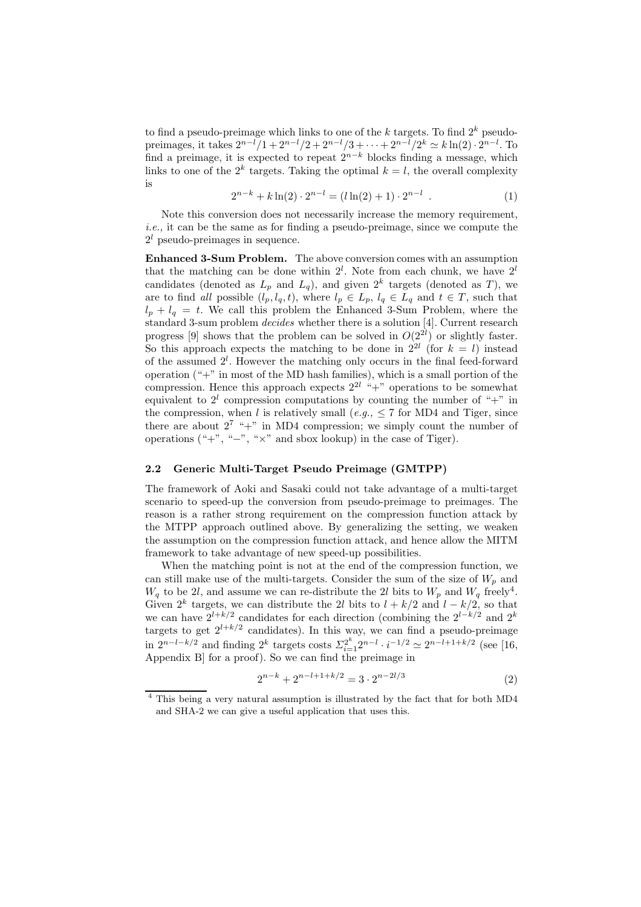to find a pseudo-preimage which links to one of the $k$ targets. To find $2^k$ pseudo-preimages, it takes $2^{n-l}/1 + 2^{n-l}/2 + 2^{n-l}/3 + \cdots + 2^{n-l}/2^k \simeq k\ln(2) \cdot 2^{n-l}$. To find a preimage, it is expected to repeat $2^{n-k}$ blocks finding a message, which links to one of the $2^k$ targets. Taking the optimal $k = l$, the overall complexity is

$$2^{n-k} + k\ln(2) \cdot 2^{n-l} = (l\ln(2) + 1) \cdot 2^{n-l} \ . \tag{1}$$

Note this conversion does not necessarily increase the memory requirement, *i.e.,* it can be the same as for finding a pseudo-preimage, since we compute the $2^l$ pseudo-preimages in sequence.

**Enhanced 3-Sum Problem.** The above conversion comes with an assumption that the matching can be done within $2^l$. Note from each chunk, we have $2^l$ candidates (denoted as $L_p$ and $L_q$), and given $2^k$ targets (denoted as $T$), we are to find *all* possible $(l_p, l_q, t)$, where $l_p \in L_p$, $l_q \in L_q$ and $t \in T$, such that $l_p + l_q = t$. We call this problem the Enhanced 3-Sum Problem, where the standard 3-sum problem *decides* whether there is a solution [4]. Current research progress [9] shows that the problem can be solved in $O(2^{2l})$ or slightly faster. So this approach expects the matching to be done in $2^{2l}$ (for $k = l$) instead of the assumed $2^l$. However the matching only occurs in the final feed-forward operation ("+" in most of the MD hash families), which is a small portion of the compression. Hence this approach expects $2^{2l}$ "+" operations to be somewhat equivalent to $2^l$ compression computations by counting the number of "+" in the compression, when $l$ is relatively small (*e.g.,* $\leq 7$ for MD4 and Tiger, since there are about $2^7$ "+" in MD4 compression; we simply count the number of operations ("+", "−", "×" and sbox lookup) in the case of Tiger).

### 2.2 Generic Multi-Target Pseudo Preimage (GMTPP)

The framework of Aoki and Sasaki could not take advantage of a multi-target scenario to speed-up the conversion from pseudo-preimage to preimages. The reason is a rather strong requirement on the compression function attack by the MTPP approach outlined above. By generalizing the setting, we weaken the assumption on the compression function attack, and hence allow the MITM framework to take advantage of new speed-up possibilities.

When the matching point is not at the end of the compression function, we can still make use of the multi-targets. Consider the sum of the size of $W_p$ and $W_q$ to be $2l$, and assume we can re-distribute the $2l$ bits to $W_p$ and $W_q$ freely[4]. Given $2^k$ targets, we can distribute the $2l$ bits to $l + k/2$ and $l - k/2$, so that we can have $2^{l+k/2}$ candidates for each direction (combining the $2^{l-k/2}$ and $2^k$ targets to get $2^{l+k/2}$ candidates). In this way, we can find a pseudo-preimage in $2^{n-l-k/2}$ and finding $2^k$ targets costs $\Sigma_{i=1}^{2^k} 2^{n-l} \cdot i^{-1/2} \simeq 2^{n-l+1+k/2}$ (see [16, Appendix B] for a proof). So we can find the preimage in

$$2^{n-k} + 2^{n-l+1+k/2} = 3 \cdot 2^{n-2l/3} \tag{2}$$

[4] This being a very natural assumption is illustrated by the fact that for both MD4 and SHA-2 we can give a useful application that uses this.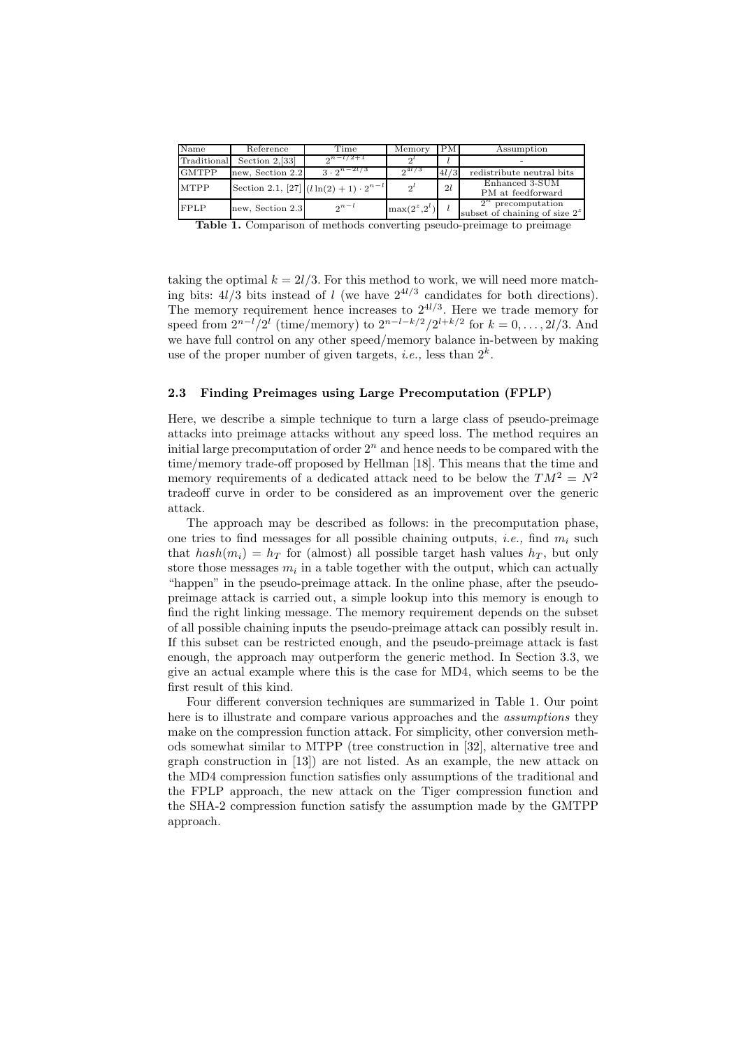| Name | Reference | Time | Memory | PM | Assumption |
|---|---|---|---|---|---|
| Traditional | Section 2,[33] | $2^{n-l/2+1}$ | $2^l$ | $l$ | - |
| GMTPP | new, Section 2.2 | $3 \cdot 2^{n-2l/3}$ | $2^{4l/3}$ | $4l/3$ | redistribute neutral bits |
| MTPP | Section 2.1, [27] | $(l\ln(2)+1) \cdot 2^{n-l}$ | $2^l$ | $2l$ | Enhanced 3-SUM PM at feedforward |
| FPLP | new, Section 2.3 | $2^{n-l}$ | $\max(2^z, 2^l)$ | $l$ | $2^n$ precomputation subset of chaining of size $2^z$ |

**Table 1.** Comparison of methods converting pseudo-preimage to preimage

taking the optimal $k = 2l/3$. For this method to work, we will need more matching bits: $4l/3$ bits instead of $l$ (we have $2^{4l/3}$ candidates for both directions). The memory requirement hence increases to $2^{4l/3}$. Here we trade memory for speed from $2^{n-l}/2^l$ (time/memory) to $2^{n-l-k/2}/2^{l+k/2}$ for $k = 0, \ldots, 2l/3$. And we have full control on any other speed/memory balance in-between by making use of the proper number of given targets, *i.e.,* less than $2^k$.

### 2.3 Finding Preimages using Large Precomputation (FPLP)

Here, we describe a simple technique to turn a large class of pseudo-preimage attacks into preimage attacks without any speed loss. The method requires an initial large precomputation of order $2^n$ and hence needs to be compared with the time/memory trade-off proposed by Hellman [18]. This means that the time and memory requirements of a dedicated attack need to be below the $TM^2 = N^2$ tradeoff curve in order to be considered as an improvement over the generic attack.

The approach may be described as follows: in the precomputation phase, one tries to find messages for all possible chaining outputs, *i.e.,* find $m_i$ such that $hash(m_i) = h_T$ for (almost) all possible target hash values $h_T$, but only store those messages $m_i$ in a table together with the output, which can actually "happen" in the pseudo-preimage attack. In the online phase, after the pseudo-preimage attack is carried out, a simple lookup into this memory is enough to find the right linking message. The memory requirement depends on the subset of all possible chaining inputs the pseudo-preimage attack can possibly result in. If this subset can be restricted enough, and the pseudo-preimage attack is fast enough, the approach may outperform the generic method. In Section 3.3, we give an actual example where this is the case for MD4, which seems to be the first result of this kind.

Four different conversion techniques are summarized in Table 1. Our point here is to illustrate and compare various approaches and the *assumptions* they make on the compression function attack. For simplicity, other conversion methods somewhat similar to MTPP (tree construction in [32], alternative tree and graph construction in [13]) are not listed. As an example, the new attack on the MD4 compression function satisfies only assumptions of the traditional and the FPLP approach, the new attack on the Tiger compression function and the SHA-2 compression function satisfy the assumption made by the GMTPP approach.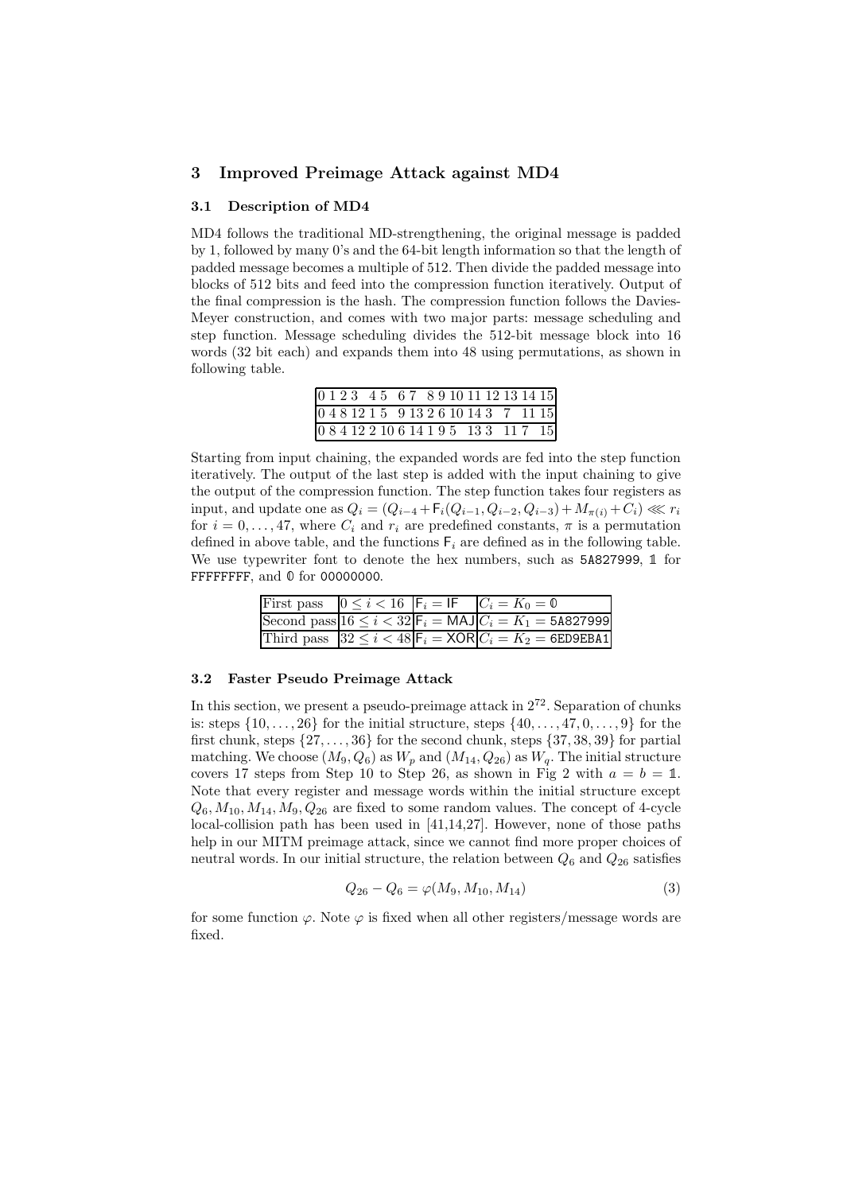## 3 Improved Preimage Attack against MD4

### 3.1 Description of MD4

MD4 follows the traditional MD-strengthening, the original message is padded by 1, followed by many 0's and the 64-bit length information so that the length of padded message becomes a multiple of 512. Then divide the padded message into blocks of 512 bits and feed into the compression function iteratively. Output of the final compression is the hash. The compression function follows the Davies-Meyer construction, and comes with two major parts: message scheduling and step function. Message scheduling divides the 512-bit message block into 16 words (32 bit each) and expands them into 48 using permutations, as shown in following table.

| 0 1 2 3 4 5 6 7 8 9 10 11 12 13 14 15 |
|---|
| 0 4 8 12 1 5 9 13 2 6 10 14 3 7 11 15 |
| 0 8 4 12 2 10 6 14 1 9 5 13 3 11 7 15 |

Starting from input chaining, the expanded words are fed into the step function iteratively. The output of the last step is added with the input chaining to give the output of the compression function. The step function takes four registers as input, and update one as $Q_i = (Q_{i-4} + \mathsf{F}_i(Q_{i-1}, Q_{i-2}, Q_{i-3}) + M_{\pi(i)} + C_i) \lll r_i$ for $i = 0, \ldots, 47$, where $C_i$ and $r_i$ are predefined constants, $\pi$ is a permutation defined in above table, and the functions $\mathsf{F}_i$ are defined as in the following table. We use typewriter font to denote the hex numbers, such as `5A827999`, $\mathbb{1}$ for `FFFFFFFF`, and $\mathbb{0}$ for `00000000`.

| First pass | $0 \leq i < 16$ | $\mathsf{F}_i = \mathsf{IF}$ | $C_i = K_0 = \mathbb{0}$ |
|---|---|---|---|
| Second pass | $16 \leq i < 32$ | $\mathsf{F}_i = \mathsf{MAJ}$ | $C_i = K_1 =$ `5A827999` |
| Third pass | $32 \leq i < 48$ | $\mathsf{F}_i = \mathsf{XOR}$ | $C_i = K_2 =$ `6ED9EBA1` |

### 3.2 Faster Pseudo Preimage Attack

In this section, we present a pseudo-preimage attack in $2^{72}$. Separation of chunks is: steps $\{10, \ldots, 26\}$ for the initial structure, steps $\{40, \ldots, 47, 0, \ldots, 9\}$ for the first chunk, steps $\{27, \ldots, 36\}$ for the second chunk, steps $\{37, 38, 39\}$ for partial matching. We choose $(M_9, Q_6)$ as $W_p$ and $(M_{14}, Q_{26})$ as $W_q$. The initial structure covers 17 steps from Step 10 to Step 26, as shown in Fig 2 with $a = b = \mathbb{1}$. Note that every register and message words within the initial structure except $Q_6, M_{10}, M_{14}, M_9, Q_{26}$ are fixed to some random values. The concept of 4-cycle local-collision path has been used in [41,14,27]. However, none of those paths help in our MITM preimage attack, since we cannot find more proper choices of neutral words. In our initial structure, the relation between $Q_6$ and $Q_{26}$ satisfies

$$Q_{26} - Q_6 = \varphi(M_9, M_{10}, M_{14}) \tag{3}$$

for some function $\varphi$. Note $\varphi$ is fixed when all other registers/message words are fixed.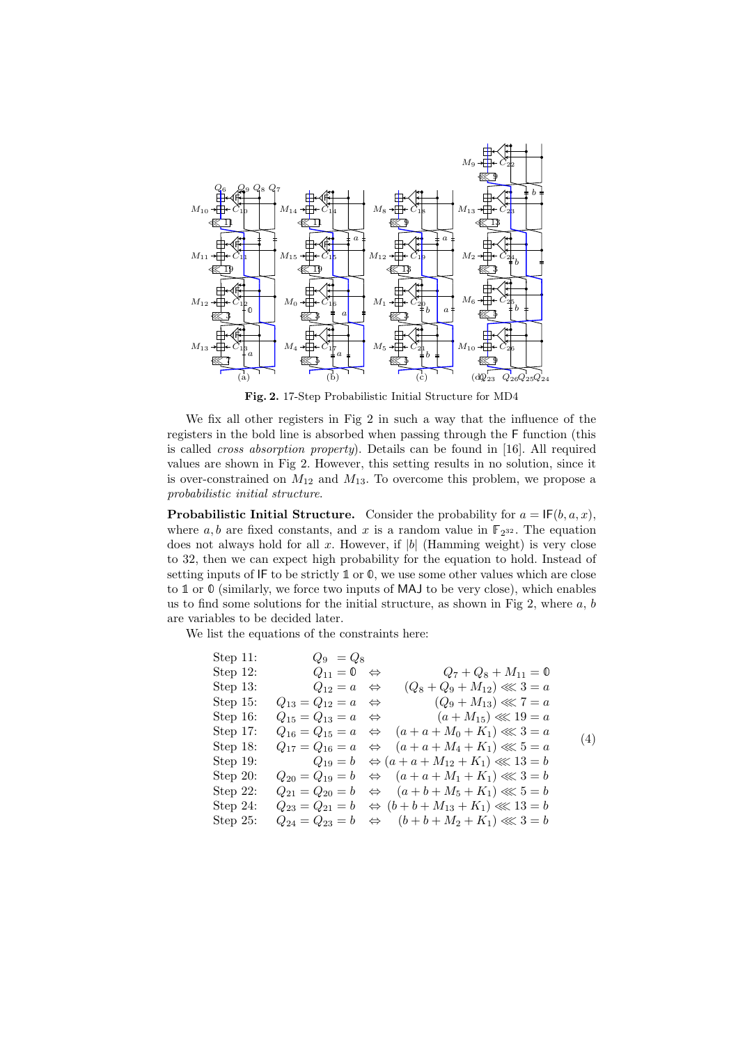**Fig. 2.** 17-Step Probabilistic Initial Structure for MD4

We fix all other registers in Fig 2 in such a way that the influence of the registers in the bold line is absorbed when passing through the $\mathsf{F}$ function (this is called *cross absorption property*). Details can be found in [16]. All required values are shown in Fig 2. However, this setting results in no solution, since it is over-constrained on $M_{12}$ and $M_{13}$. To overcome this problem, we propose a *probabilistic initial structure*.

**Probabilistic Initial Structure.** Consider the probability for $a = \mathsf{IF}(b, a, x)$, where $a, b$ are fixed constants, and $x$ is a random value in $\mathbb{F}_{2^{32}}$. The equation does not always hold for all $x$. However, if $|b|$ (Hamming weight) is very close to 32, then we can expect high probability for the equation to hold. Instead of setting inputs of $\mathsf{IF}$ to be strictly $\mathbb{1}$ or $\mathbb{0}$, we use some other values which are close to $\mathbb{1}$ or $\mathbb{0}$ (similarly, we force two inputs of $\mathsf{MAJ}$ to be very close), which enables us to find some solutions for the initial structure, as shown in Fig 2, where $a$, $b$ are variables to be decided later.

We list the equations of the constraints here:

$$
\begin{array}{lrcl}
\text{Step 11:} & Q_9 = Q_8 & & \\
\text{Step 12:} & Q_{11} = \mathbb{0} & \Leftrightarrow & Q_7 + Q_8 + M_{11} = \mathbb{0} \\
\text{Step 13:} & Q_{12} = a & \Leftrightarrow & (Q_8 + Q_9 + M_{12}) \lll 3 = a \\
\text{Step 15:} & Q_{13} = Q_{12} = a & \Leftrightarrow & (Q_9 + M_{13}) \lll 7 = a \\
\text{Step 16:} & Q_{15} = Q_{13} = a & \Leftrightarrow & (a + M_{15}) \lll 19 = a \\
\text{Step 17:} & Q_{16} = Q_{15} = a & \Leftrightarrow & (a + a + M_0 + K_1) \lll 3 = a \\
\text{Step 18:} & Q_{17} = Q_{16} = a & \Leftrightarrow & (a + a + M_4 + K_1) \lll 5 = a \\
\text{Step 19:} & Q_{19} = b & \Leftrightarrow & (a + a + M_{12} + K_1) \lll 13 = b \\
\text{Step 20:} & Q_{20} = Q_{19} = b & \Leftrightarrow & (a + a + M_1 + K_1) \lll 3 = b \\
\text{Step 22:} & Q_{21} = Q_{20} = b & \Leftrightarrow & (a + b + M_5 + K_1) \lll 5 = b \\
\text{Step 24:} & Q_{23} = Q_{21} = b & \Leftrightarrow & (b + b + M_{13} + K_1) \lll 13 = b \\
\text{Step 25:} & Q_{24} = Q_{23} = b & \Leftrightarrow & (b + b + M_2 + K_1) \lll 3 = b
\end{array} \quad (4)
$$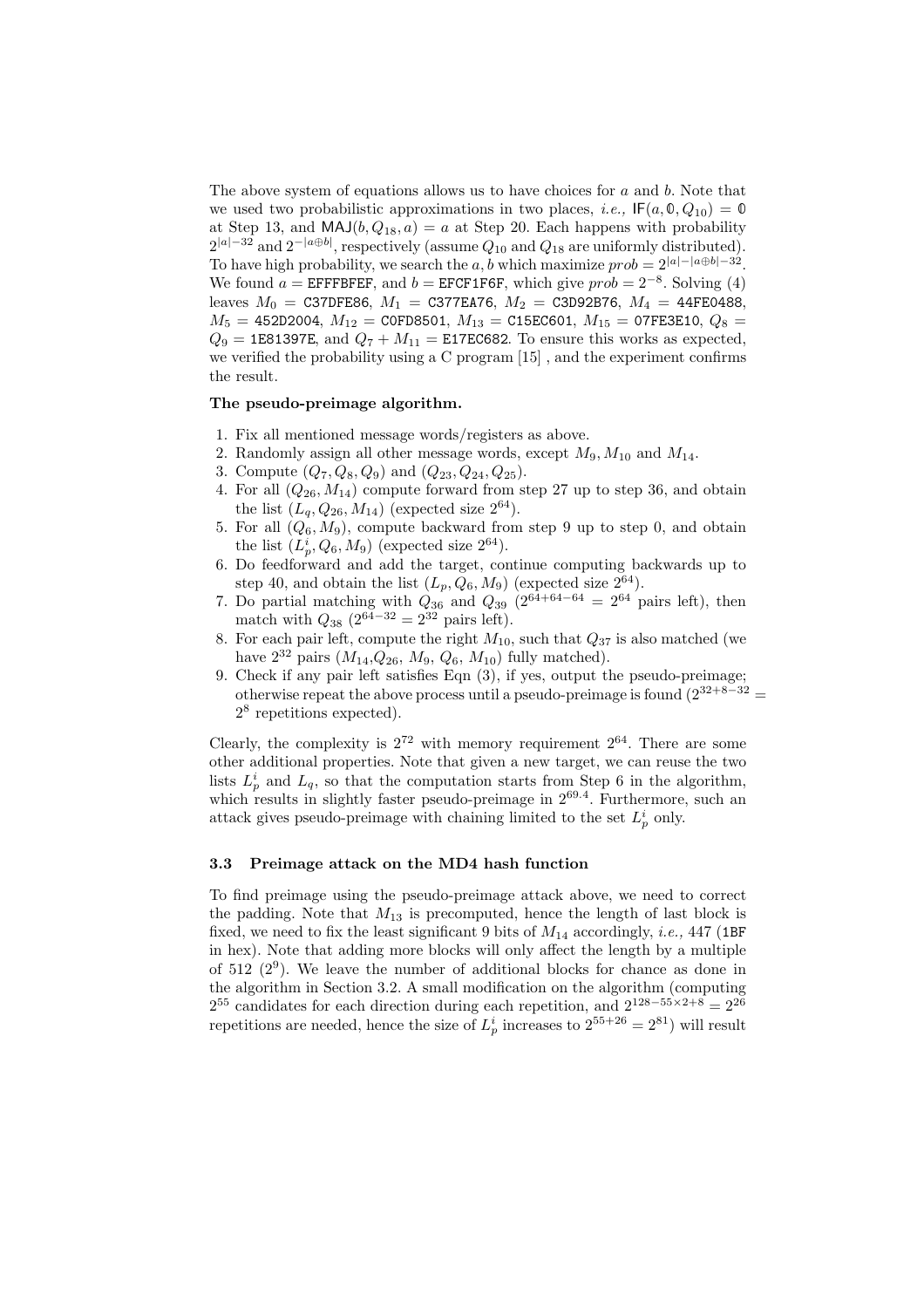The above system of equations allows us to have choices for $a$ and $b$. Note that we used two probabilistic approximations in two places, *i.e.,* $\mathsf{IF}(a, \mathbb{0}, Q_{10}) = \mathbb{0}$ at Step 13, and $\mathsf{MAJ}(b, Q_{18}, a) = a$ at Step 20. Each happens with probability $2^{|a|-32}$ and $2^{-|a \oplus b|}$, respectively (assume $Q_{10}$ and $Q_{18}$ are uniformly distributed). To have high probability, we search the $a, b$ which maximize $prob = 2^{|a|-|a \oplus b|-32}$. We found $a =$ `EFFFBFEF`, and $b =$ `EFCF1F6F`, which give $prob = 2^{-8}$. Solving (4) leaves $M_0 =$ `C37DFE86`, $M_1 =$ `C377EA76`, $M_2 =$ `C3D92B76`, $M_4 =$ `44FE0488`, $M_5 =$ `452D2004`, $M_{12} =$ `C0FD8501`, $M_{13} =$ `C15EC601`, $M_{15} =$ `07FE3E10`, $Q_8 = Q_9 =$ `1E81397E`, and $Q_7 + M_{11} =$ `E17EC682`. To ensure this works as expected, we verified the probability using a C program [15] , and the experiment confirms the result.

**The pseudo-preimage algorithm.**

1. Fix all mentioned message words/registers as above.
2. Randomly assign all other message words, except $M_9, M_{10}$ and $M_{14}$.
3. Compute $(Q_7, Q_8, Q_9)$ and $(Q_{23}, Q_{24}, Q_{25})$.
4. For all $(Q_{26}, M_{14})$ compute forward from step 27 up to step 36, and obtain the list $(L_q, Q_{26}, M_{14})$ (expected size $2^{64}$).
5. For all $(Q_6, M_9)$, compute backward from step 9 up to step 0, and obtain the list $(L_p^i, Q_6, M_9)$ (expected size $2^{64}$).
6. Do feedforward and add the target, continue computing backwards up to step 40, and obtain the list $(L_p, Q_6, M_9)$ (expected size $2^{64}$).
7. Do partial matching with $Q_{36}$ and $Q_{39}$ ($2^{64+64-64} = 2^{64}$ pairs left), then match with $Q_{38}$ ($2^{64-32} = 2^{32}$ pairs left).
8. For each pair left, compute the right $M_{10}$, such that $Q_{37}$ is also matched (we have $2^{32}$ pairs ($M_{14}$,$Q_{26}$, $M_9$, $Q_6$, $M_{10}$) fully matched).
9. Check if any pair left satisfies Eqn (3), if yes, output the pseudo-preimage; otherwise repeat the above process until a pseudo-preimage is found ($2^{32+8-32} = 2^8$ repetitions expected).

Clearly, the complexity is $2^{72}$ with memory requirement $2^{64}$. There are some other additional properties. Note that given a new target, we can reuse the two lists $L_p^i$ and $L_q$, so that the computation starts from Step 6 in the algorithm, which results in slightly faster pseudo-preimage in $2^{69.4}$. Furthermore, such an attack gives pseudo-preimage with chaining limited to the set $L_p^i$ only.

### 3.3 Preimage attack on the MD4 hash function

To find preimage using the pseudo-preimage attack above, we need to correct the padding. Note that $M_{13}$ is precomputed, hence the length of last block is fixed, we need to fix the least significant 9 bits of $M_{14}$ accordingly, *i.e.,* 447 (`1BF` in hex). Note that adding more blocks will only affect the length by a multiple of 512 ($2^9$). We leave the number of additional blocks for chance as done in the algorithm in Section 3.2. A small modification on the algorithm (computing $2^{55}$ candidates for each direction during each repetition, and $2^{128-55\times 2+8} = 2^{26}$ repetitions are needed, hence the size of $L_p^i$ increases to $2^{55+26} = 2^{81}$) will result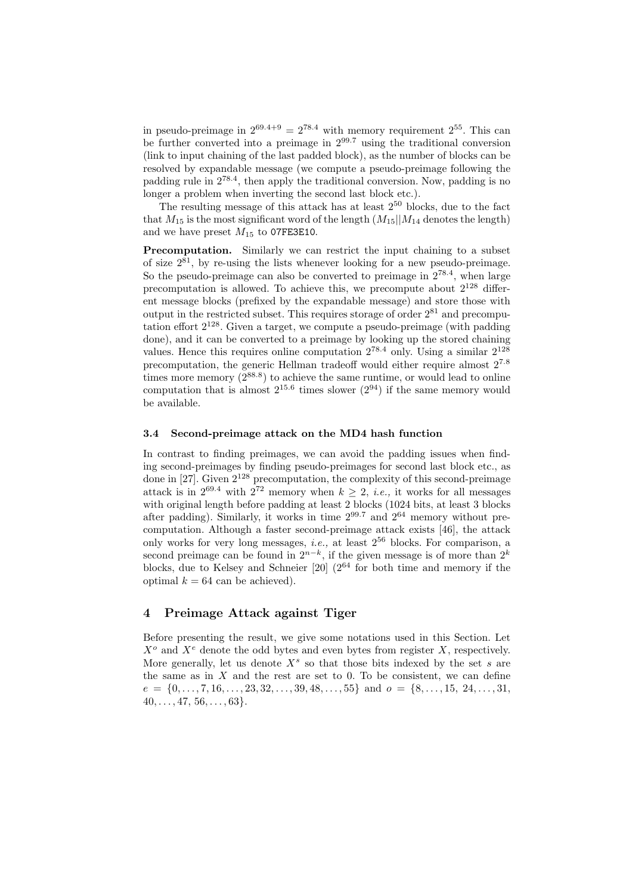in pseudo-preimage in $2^{69.4+9} = 2^{78.4}$ with memory requirement $2^{55}$. This can be further converted into a preimage in $2^{99.7}$ using the traditional conversion (link to input chaining of the last padded block), as the number of blocks can be resolved by expandable message (we compute a pseudo-preimage following the padding rule in $2^{78.4}$, then apply the traditional conversion. Now, padding is no longer a problem when inverting the second last block etc.).

The resulting message of this attack has at least $2^{50}$ blocks, due to the fact that $M_{15}$ is the most significant word of the length ($M_{15}||M_{14}$ denotes the length) and we have preset $M_{15}$ to `07FE3E10`.

**Precomputation.** Similarly we can restrict the input chaining to a subset of size $2^{81}$, by re-using the lists whenever looking for a new pseudo-preimage. So the pseudo-preimage can also be converted to preimage in $2^{78.4}$, when large precomputation is allowed. To achieve this, we precompute about $2^{128}$ different message blocks (prefixed by the expandable message) and store those with output in the restricted subset. This requires storage of order $2^{81}$ and precomputation effort $2^{128}$. Given a target, we compute a pseudo-preimage (with padding done), and it can be converted to a preimage by looking up the stored chaining values. Hence this requires online computation $2^{78.4}$ only. Using a similar $2^{128}$ precomputation, the generic Hellman tradeoff would either require almost $2^{7.8}$ times more memory ($2^{88.8}$) to achieve the same runtime, or would lead to online computation that is almost $2^{15.6}$ times slower ($2^{94}$) if the same memory would be available.

### 3.4 Second-preimage attack on the MD4 hash function

In contrast to finding preimages, we can avoid the padding issues when finding second-preimages by finding pseudo-preimages for second last block etc., as done in [27]. Given $2^{128}$ precomputation, the complexity of this second-preimage attack is in $2^{69.4}$ with $2^{72}$ memory when $k \geq 2$, *i.e.,* it works for all messages with original length before padding at least 2 blocks (1024 bits, at least 3 blocks after padding). Similarly, it works in time $2^{99.7}$ and $2^{64}$ memory without precomputation. Although a faster second-preimage attack exists [46], the attack only works for very long messages, *i.e.,* at least $2^{56}$ blocks. For comparison, a second preimage can be found in $2^{n-k}$, if the given message is of more than $2^k$ blocks, due to Kelsey and Schneier [20] ($2^{64}$ for both time and memory if the optimal $k = 64$ can be achieved).

## 4 Preimage Attack against Tiger

Before presenting the result, we give some notations used in this Section. Let $X^o$ and $X^e$ denote the odd bytes and even bytes from register $X$, respectively. More generally, let us denote $X^s$ so that those bits indexed by the set $s$ are the same as in $X$ and the rest are set to 0. To be consistent, we can define $e = \{0, \ldots, 7, 16, \ldots, 23, 32, \ldots, 39, 48, \ldots, 55\}$ and $o = \{8, \ldots, 15,\ 24, \ldots, 31,\ 40, \ldots, 47,\ 56, \ldots, 63\}$.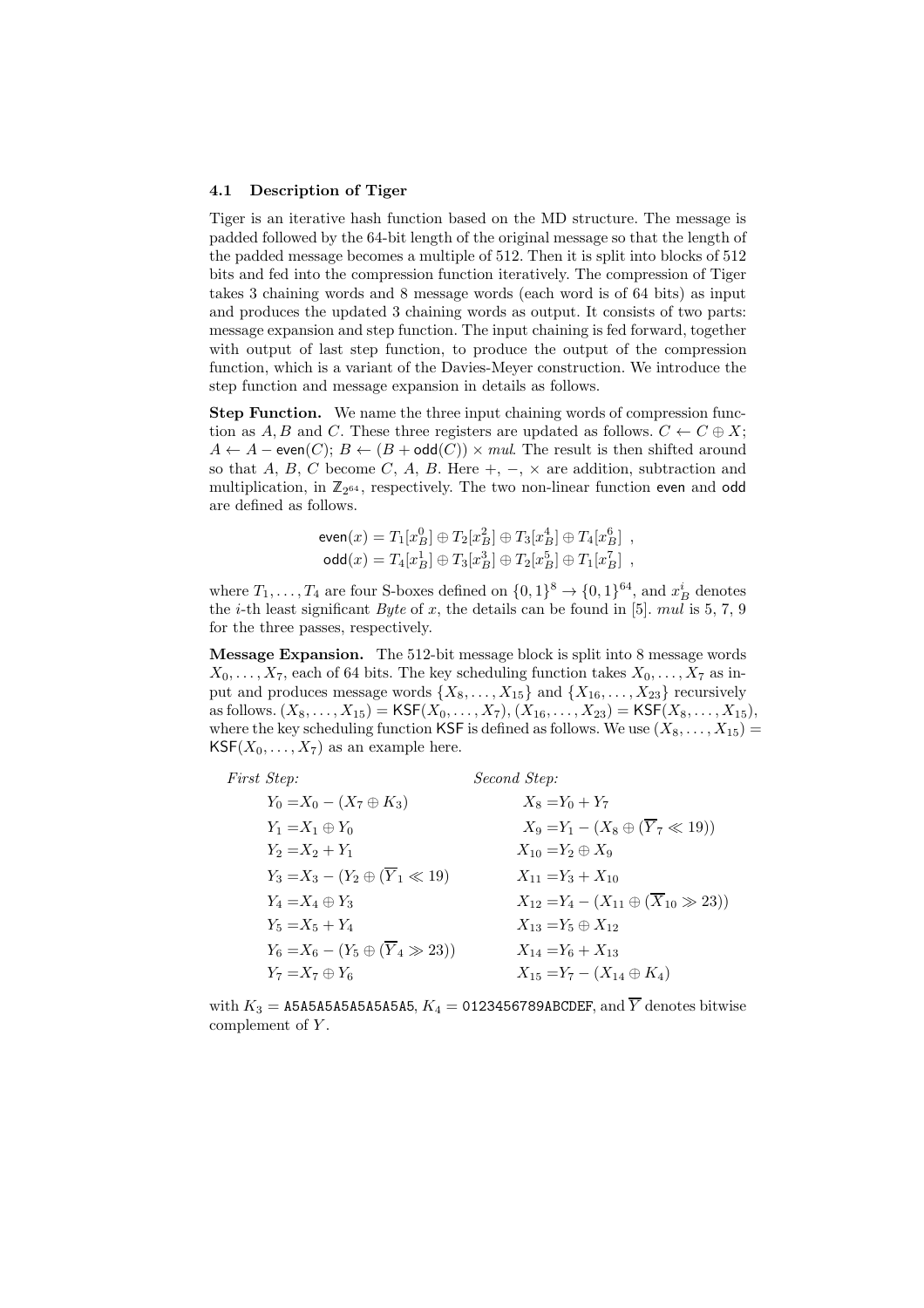### 4.1 Description of Tiger

Tiger is an iterative hash function based on the MD structure. The message is padded followed by the 64-bit length of the original message so that the length of the padded message becomes a multiple of 512. Then it is split into blocks of 512 bits and fed into the compression function iteratively. The compression of Tiger takes 3 chaining words and 8 message words (each word is of 64 bits) as input and produces the updated 3 chaining words as output. It consists of two parts: message expansion and step function. The input chaining is fed forward, together with output of last step function, to produce the output of the compression function, which is a variant of the Davies-Meyer construction. We introduce the step function and message expansion in details as follows.

**Step Function.** We name the three input chaining words of compression function as $A, B$ and $C$. These three registers are updated as follows. $C \leftarrow C \oplus X$; $A \leftarrow A - \mathsf{even}(C)$; $B \leftarrow (B + \mathsf{odd}(C)) \times mul$. The result is then shifted around so that $A$, $B$, $C$ become $C$, $A$, $B$. Here $+$, $-$, $\times$ are addition, subtraction and multiplication, in $\mathbb{Z}_{2^{64}}$, respectively. The two non-linear function even and odd are defined as follows.

$$\mathsf{even}(x) = T_1[x_B^0] \oplus T_2[x_B^2] \oplus T_3[x_B^4] \oplus T_4[x_B^6] \ ,$$
$$\mathsf{odd}(x) = T_4[x_B^1] \oplus T_3[x_B^3] \oplus T_2[x_B^5] \oplus T_1[x_B^7] \ ,$$

where $T_1, \ldots, T_4$ are four S-boxes defined on $\{0,1\}^8 \rightarrow \{0,1\}^{64}$, and $x_B^i$ denotes the $i$-th least significant *Byte* of $x$, the details can be found in [5]. $mul$ is 5, 7, 9 for the three passes, respectively.

**Message Expansion.** The 512-bit message block is split into 8 message words $X_0, \ldots, X_7$, each of 64 bits. The key scheduling function takes $X_0, \ldots, X_7$ as input and produces message words $\{X_8, \ldots, X_{15}\}$ and $\{X_{16}, \ldots, X_{23}\}$ recursively as follows. $(X_8, \ldots, X_{15}) = \mathsf{KSF}(X_0, \ldots, X_7)$, $(X_{16}, \ldots, X_{23}) = \mathsf{KSF}(X_8, \ldots, X_{15})$, where the key scheduling function KSF is defined as follows. We use $(X_8, \ldots, X_{15}) = \mathsf{KSF}(X_0, \ldots, X_7)$ as an example here.

*First Step:*

$$\begin{aligned}
Y_0 &= X_0 - (X_7 \oplus K_3) \\
Y_1 &= X_1 \oplus Y_0 \\
Y_2 &= X_2 + Y_1 \\
Y_3 &= X_3 - (Y_2 \oplus (\overline{Y}_1 \ll 19) \\
Y_4 &= X_4 \oplus Y_3 \\
Y_5 &= X_5 + Y_4 \\
Y_6 &= X_6 - (Y_5 \oplus (\overline{Y}_4 \gg 23)) \\
Y_7 &= X_7 \oplus Y_6
\end{aligned}$$

*Second Step:*

$$\begin{aligned}
X_8 &= Y_0 + Y_7 \\
X_9 &= Y_1 - (X_8 \oplus (\overline{Y}_7 \ll 19)) \\
X_{10} &= Y_2 \oplus X_9 \\
X_{11} &= Y_3 + X_{10} \\
X_{12} &= Y_4 - (X_{11} \oplus (\overline{X}_{10} \gg 23)) \\
X_{13} &= Y_5 \oplus X_{12} \\
X_{14} &= Y_6 + X_{13} \\
X_{15} &= Y_7 - (X_{14} \oplus K_4)
\end{aligned}$$

with $K_3 =$ `A5A5A5A5A5A5A5A5`, $K_4 =$ `0123456789ABCDEF`, and $\overline{Y}$ denotes bitwise complement of $Y$.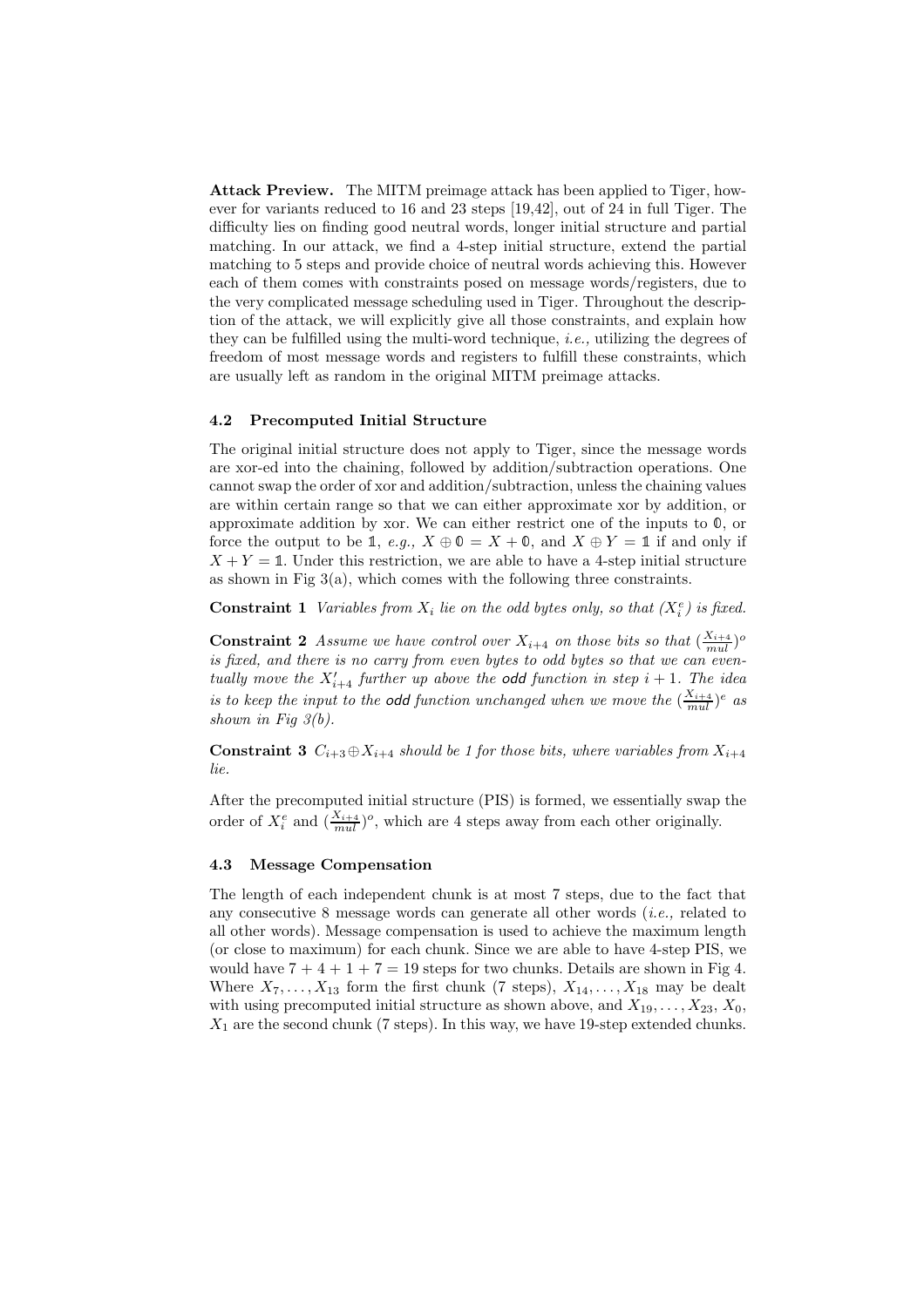**Attack Preview.** The MITM preimage attack has been applied to Tiger, however for variants reduced to 16 and 23 steps [19,42], out of 24 in full Tiger. The difficulty lies on finding good neutral words, longer initial structure and partial matching. In our attack, we find a 4-step initial structure, extend the partial matching to 5 steps and provide choice of neutral words achieving this. However each of them comes with constraints posed on message words/registers, due to the very complicated message scheduling used in Tiger. Throughout the description of the attack, we will explicitly give all those constraints, and explain how they can be fulfilled using the multi-word technique, *i.e.,* utilizing the degrees of freedom of most message words and registers to fulfill these constraints, which are usually left as random in the original MITM preimage attacks.

### 4.2 Precomputed Initial Structure

The original initial structure does not apply to Tiger, since the message words are xor-ed into the chaining, followed by addition/subtraction operations. One cannot swap the order of xor and addition/subtraction, unless the chaining values are within certain range so that we can either approximate xor by addition, or approximate addition by xor. We can either restrict one of the inputs to $\mathbb{0}$, or force the output to be $\mathbb{1}$, *e.g.,* $X \oplus \mathbb{0} = X + \mathbb{0}$, and $X \oplus Y = \mathbb{1}$ if and only if $X + Y = \mathbb{1}$. Under this restriction, we are able to have a 4-step initial structure as shown in Fig 3(a), which comes with the following three constraints.

**Constraint 1** *Variables from $X_i$ lie on the odd bytes only, so that $(X_i^e)$ is fixed.*

**Constraint 2** *Assume we have control over $X_{i+4}$ on those bits so that $(\frac{X_{i+4}}{mul})^o$ is fixed, and there is no carry from even bytes to odd bytes so that we can eventually move the $X'_{i+4}$ further up above the* **odd** *function in step $i+1$. The idea is to keep the input to the* **odd** *function unchanged when we move the $(\frac{X_{i+4}}{mul})^e$ as shown in Fig 3(b).*

**Constraint 3** *$C_{i+3} \oplus X_{i+4}$ should be 1 for those bits, where variables from $X_{i+4}$ lie.*

After the precomputed initial structure (PIS) is formed, we essentially swap the order of $X_i^e$ and $(\frac{X_{i+4}}{mul})^o$, which are 4 steps away from each other originally.

### 4.3 Message Compensation

The length of each independent chunk is at most 7 steps, due to the fact that any consecutive 8 message words can generate all other words (*i.e.,* related to all other words). Message compensation is used to achieve the maximum length (or close to maximum) for each chunk. Since we are able to have 4-step PIS, we would have $7 + 4 + 1 + 7 = 19$ steps for two chunks. Details are shown in Fig 4. Where $X_7, \ldots, X_{13}$ form the first chunk (7 steps), $X_{14}, \ldots, X_{18}$ may be dealt with using precomputed initial structure as shown above, and $X_{19}, \ldots, X_{23}, X_0, X_1$ are the second chunk (7 steps). In this way, we have 19-step extended chunks.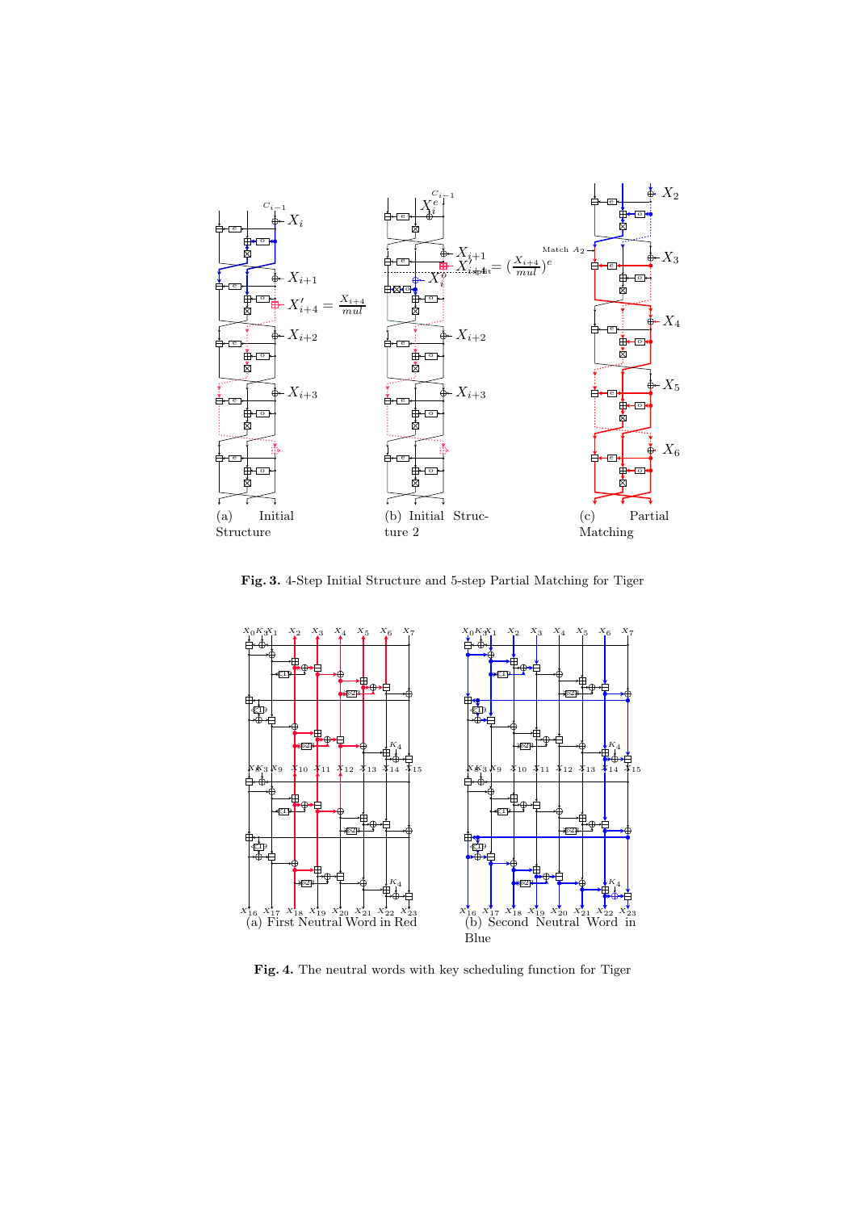**Fig. 3.** 4-Step Initial Structure and 5-step Partial Matching for Tiger

**Fig. 4.** The neutral words with key scheduling function for Tiger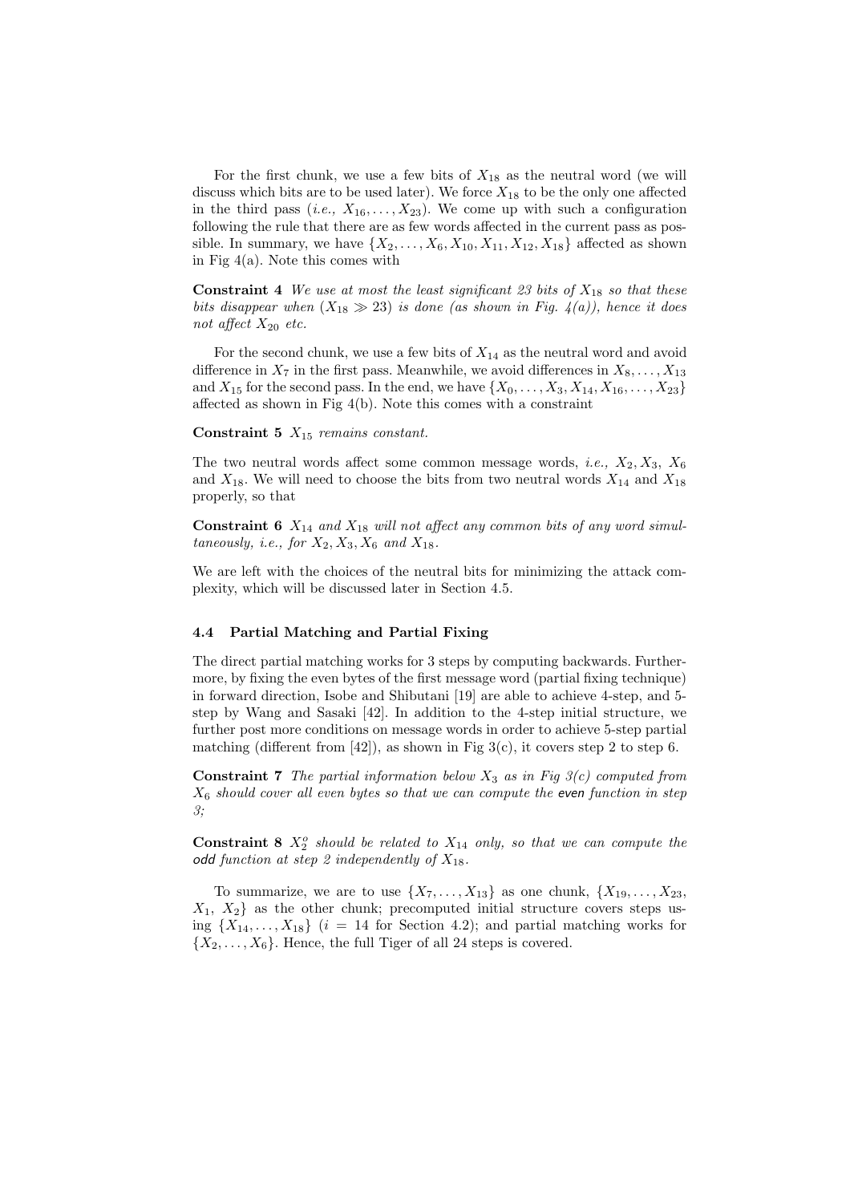For the first chunk, we use a few bits of $X_{18}$ as the neutral word (we will discuss which bits are to be used later). We force $X_{18}$ to be the only one affected in the third pass (*i.e.,* $X_{16}, \ldots, X_{23}$). We come up with such a configuration following the rule that there are as few words affected in the current pass as possible. In summary, we have $\{X_2, \ldots, X_6, X_{10}, X_{11}, X_{12}, X_{18}\}$ affected as shown in Fig 4(a). Note this comes with

**Constraint 4** *We use at most the least significant 23 bits of $X_{18}$ so that these bits disappear when $(X_{18} \gg 23)$ is done (as shown in Fig. 4(a)), hence it does not affect $X_{20}$ etc.*

For the second chunk, we use a few bits of $X_{14}$ as the neutral word and avoid difference in $X_7$ in the first pass. Meanwhile, we avoid differences in $X_8, \ldots, X_{13}$ and $X_{15}$ for the second pass. In the end, we have $\{X_0, \ldots, X_3, X_{14}, X_{16}, \ldots, X_{23}\}$ affected as shown in Fig 4(b). Note this comes with a constraint

**Constraint 5** *$X_{15}$ remains constant.*

The two neutral words affect some common message words, *i.e.,* $X_2, X_3$, $X_6$ and $X_{18}$. We will need to choose the bits from two neutral words $X_{14}$ and $X_{18}$ properly, so that

**Constraint 6** *$X_{14}$ and $X_{18}$ will not affect any common bits of any word simultaneously, i.e., for $X_2, X_3, X_6$ and $X_{18}$.*

We are left with the choices of the neutral bits for minimizing the attack complexity, which will be discussed later in Section 4.5.

### 4.4 Partial Matching and Partial Fixing

The direct partial matching works for 3 steps by computing backwards. Furthermore, by fixing the even bytes of the first message word (partial fixing technique) in forward direction, Isobe and Shibutani [19] are able to achieve 4-step, and 5-step by Wang and Sasaki [42]. In addition to the 4-step initial structure, we further post more conditions on message words in order to achieve 5-step partial matching (different from [42]), as shown in Fig 3(c), it covers step 2 to step 6.

**Constraint 7** *The partial information below $X_3$ as in Fig 3(c) computed from $X_6$ should cover all even bytes so that we can compute the* even *function in step 3;*

**Constraint 8** *$X_2^o$ should be related to $X_{14}$ only, so that we can compute the* odd *function at step 2 independently of $X_{18}$.*

To summarize, we are to use $\{X_7, \ldots, X_{13}\}$ as one chunk, $\{X_{19}, \ldots, X_{23}, X_1, X_2\}$ as the other chunk; precomputed initial structure covers steps using $\{X_{14}, \ldots, X_{18}\}$ ($i = 14$ for Section 4.2); and partial matching works for $\{X_2, \ldots, X_6\}$. Hence, the full Tiger of all 24 steps is covered.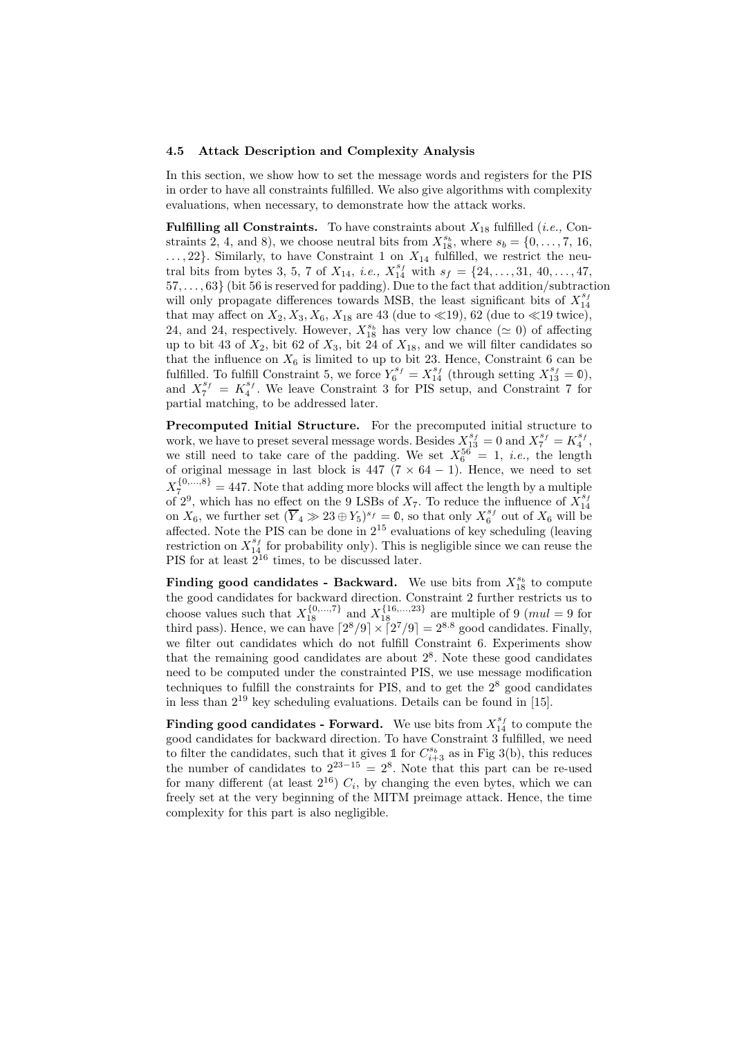### 4.5 Attack Description and Complexity Analysis

In this section, we show how to set the message words and registers for the PIS in order to have all constraints fulfilled. We also give algorithms with complexity evaluations, when necessary, to demonstrate how the attack works.

**Fulfilling all Constraints.** To have constraints about $X_{18}$ fulfilled (*i.e.,* Constraints 2, 4, and 8), we choose neutral bits from $X_{18}^{s_b}$, where $s_b = \{0, \ldots, 7, 16, \ldots, 22\}$. Similarly, to have Constraint 1 on $X_{14}$ fulfilled, we restrict the neutral bits from bytes 3, 5, 7 of $X_{14}$, *i.e.,* $X_{14}^{s_f}$ with $s_f = \{24, \ldots, 31, 40, \ldots, 47, 57, \ldots, 63\}$ (bit 56 is reserved for padding). Due to the fact that addition/subtraction will only propagate differences towards MSB, the least significant bits of $X_{14}^{s_f}$ that may affect on $X_2, X_3, X_6, X_{18}$ are 43 (due to $\ll$19), 62 (due to $\ll$19 twice), 24, and 24, respectively. However, $X_{18}^{s_b}$ has very low chance ($\simeq 0$) of affecting up to bit 43 of $X_2$, bit 62 of $X_3$, bit 24 of $X_{18}$, and we will filter candidates so that the influence on $X_6$ is limited to up to bit 23. Hence, Constraint 6 can be fulfilled. To fulfill Constraint 5, we force $Y_6^{s_f} = X_{14}^{s_f}$ (through setting $X_{13}^{s_f} = \mathbb{0}$), and $X_7^{s_f} = K_4^{s_f}$. We leave Constraint 3 for PIS setup, and Constraint 7 for partial matching, to be addressed later.

**Precomputed Initial Structure.** For the precomputed initial structure to work, we have to preset several message words. Besides $X_{13}^{s_f} = 0$ and $X_7^{s_f} = K_4^{s_f}$, we still need to take care of the padding. We set $X_6^{56} = 1$, *i.e.,* the length of original message in last block is 447 $(7 \times 64 - 1)$. Hence, we need to set $X_7^{\{0,\ldots,8\}} = 447$. Note that adding more blocks will affect the length by a multiple of $2^9$, which has no effect on the 9 LSBs of $X_7$. To reduce the influence of $X_{14}^{s_f}$ on $X_6$, we further set $(\overline{Y}_4 \gg 23 \oplus Y_5)^{s_f} = \mathbb{0}$, so that only $X_6^{s_f}$ out of $X_6$ will be affected. Note the PIS can be done in $2^{15}$ evaluations of key scheduling (leaving restriction on $X_{14}^{s_f}$ for probability only). This is negligible since we can reuse the PIS for at least $2^{16}$ times, to be discussed later.

**Finding good candidates - Backward.** We use bits from $X_{18}^{s_b}$ to compute the good candidates for backward direction. Constraint 2 further restricts us to choose values such that $X_{18}^{\{0,\ldots,7\}}$ and $X_{18}^{\{16,\ldots,23\}}$ are multiple of 9 ($mul = 9$ for third pass). Hence, we can have $\lceil 2^8/9 \rceil \times \lceil 2^7/9 \rceil = 2^{8.8}$ good candidates. Finally, we filter out candidates which do not fulfill Constraint 6. Experiments show that the remaining good candidates are about $2^8$. Note these good candidates need to be computed under the constrainted PIS, we use message modification techniques to fulfill the constraints for PIS, and to get the $2^8$ good candidates in less than $2^{19}$ key scheduling evaluations. Details can be found in [15].

**Finding good candidates - Forward.** We use bits from $X_{14}^{s_f}$ to compute the good candidates for backward direction. To have Constraint 3 fulfilled, we need to filter the candidates, such that it gives $\mathbb{1}$ for $C_{i+3}^{s_b}$ as in Fig 3(b), this reduces the number of candidates to $2^{23-15} = 2^8$. Note that this part can be re-used for many different (at least $2^{16}$) $C_i$, by changing the even bytes, which we can freely set at the very beginning of the MITM preimage attack. Hence, the time complexity for this part is also negligible.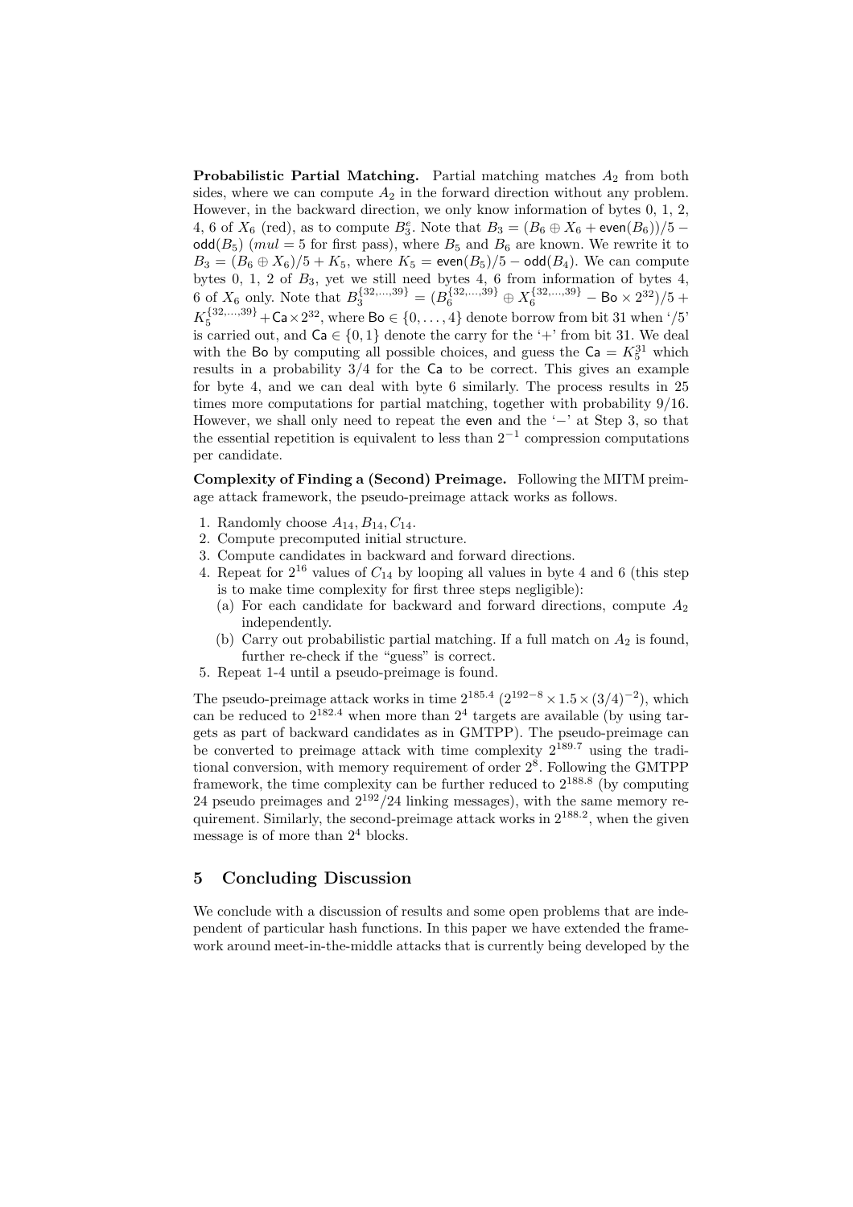**Probabilistic Partial Matching.** Partial matching matches $A_2$ from both sides, where we can compute $A_2$ in the forward direction without any problem. However, in the backward direction, we only know information of bytes 0, 1, 2, 4, 6 of $X_6$ (red), as to compute $B_3^e$. Note that $B_3 = (B_6 \oplus X_6 + \mathsf{even}(B_6))/5 - \mathsf{odd}(B_5)$ ($mul = 5$ for first pass), where $B_5$ and $B_6$ are known. We rewrite it to $B_3 = (B_6 \oplus X_6)/5 + K_5$, where $K_5 = \mathsf{even}(B_5)/5 - \mathsf{odd}(B_4)$. We can compute bytes 0, 1, 2 of $B_3$, yet we still need bytes 4, 6 from information of bytes 4, 6 of $X_6$ only. Note that $B_3^{\{32,\ldots,39\}} = (B_6^{\{32,\ldots,39\}} \oplus X_6^{\{32,\ldots,39\}} - \mathsf{Bo} \times 2^{32})/5 + K_5^{\{32,\ldots,39\}} + \mathsf{Ca} \times 2^{32}$, where $\mathsf{Bo} \in \{0, \ldots, 4\}$ denote borrow from bit 31 when '/5' is carried out, and $\mathsf{Ca} \in \{0, 1\}$ denote the carry for the '+' from bit 31. We deal with the $\mathsf{Bo}$ by computing all possible choices, and guess the $\mathsf{Ca} = K_5^{31}$ which results in a probability 3/4 for the $\mathsf{Ca}$ to be correct. This gives an example for byte 4, and we can deal with byte 6 similarly. The process results in 25 times more computations for partial matching, together with probability 9/16. However, we shall only need to repeat the $\mathsf{even}$ and the '−' at Step 3, so that the essential repetition is equivalent to less than $2^{-1}$ compression computations per candidate.

**Complexity of Finding a (Second) Preimage.** Following the MITM preimage attack framework, the pseudo-preimage attack works as follows.

1. Randomly choose $A_{14}, B_{14}, C_{14}$.
2. Compute precomputed initial structure.
3. Compute candidates in backward and forward directions.
4. Repeat for $2^{16}$ values of $C_{14}$ by looping all values in byte 4 and 6 (this step is to make time complexity for first three steps negligible):
   (a) For each candidate for backward and forward directions, compute $A_2$ independently.
   (b) Carry out probabilistic partial matching. If a full match on $A_2$ is found, further re-check if the "guess" is correct.
5. Repeat 1-4 until a pseudo-preimage is found.

The pseudo-preimage attack works in time $2^{185.4}$ ($2^{192-8} \times 1.5 \times (3/4)^{-2}$), which can be reduced to $2^{182.4}$ when more than $2^4$ targets are available (by using targets as part of backward candidates as in GMTPP). The pseudo-preimage can be converted to preimage attack with time complexity $2^{189.7}$ using the traditional conversion, with memory requirement of order $2^8$. Following the GMTPP framework, the time complexity can be further reduced to $2^{188.8}$ (by computing 24 pseudo preimages and $2^{192}/24$ linking messages), with the same memory requirement. Similarly, the second-preimage attack works in $2^{188.2}$, when the given message is of more than $2^4$ blocks.

## 5 Concluding Discussion

We conclude with a discussion of results and some open problems that are independent of particular hash functions. In this paper we have extended the framework around meet-in-the-middle attacks that is currently being developed by the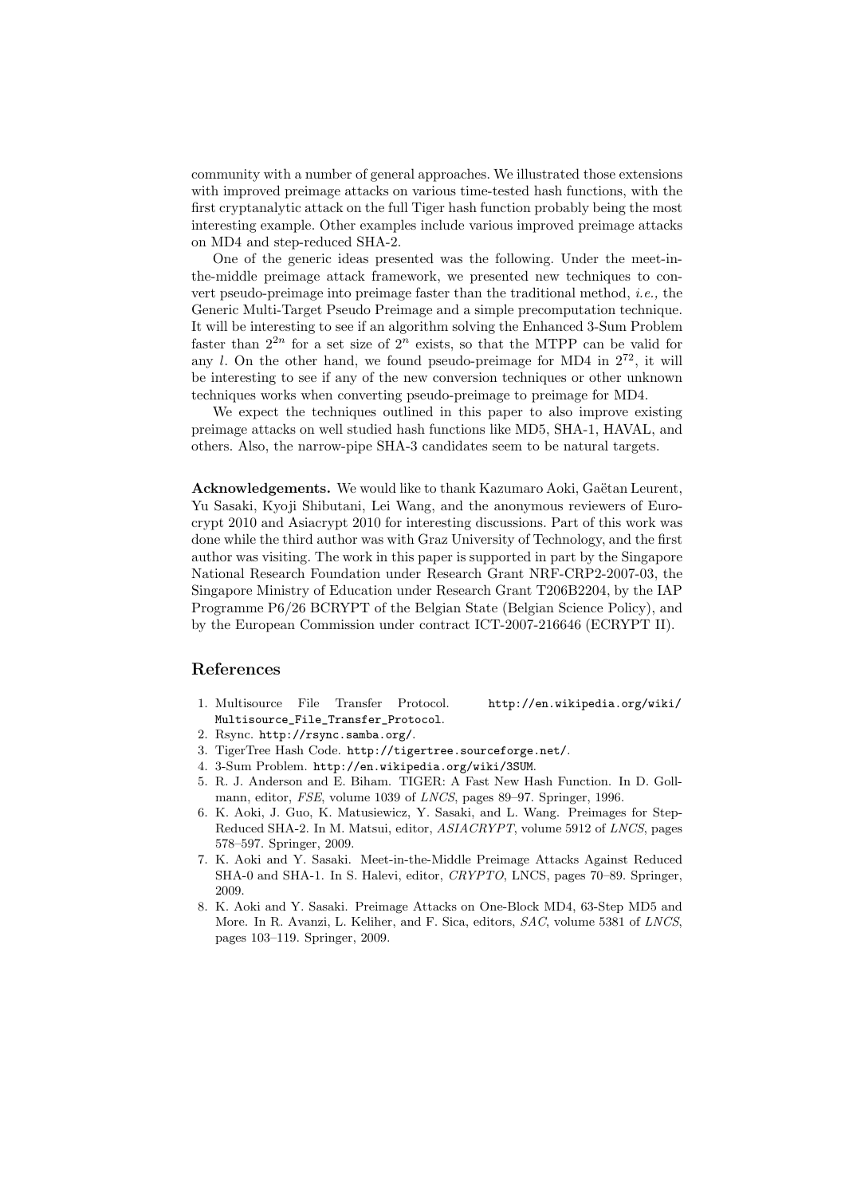community with a number of general approaches. We illustrated those extensions with improved preimage attacks on various time-tested hash functions, with the first cryptanalytic attack on the full Tiger hash function probably being the most interesting example. Other examples include various improved preimage attacks on MD4 and step-reduced SHA-2.

One of the generic ideas presented was the following. Under the meet-in-the-middle preimage attack framework, we presented new techniques to convert pseudo-preimage into preimage faster than the traditional method, *i.e.,* the Generic Multi-Target Pseudo Preimage and a simple precomputation technique. It will be interesting to see if an algorithm solving the Enhanced 3-Sum Problem faster than $2^{2n}$ for a set size of $2^n$ exists, so that the MTPP can be valid for any $l$. On the other hand, we found pseudo-preimage for MD4 in $2^{72}$, it will be interesting to see if any of the new conversion techniques or other unknown techniques works when converting pseudo-preimage to preimage for MD4.

We expect the techniques outlined in this paper to also improve existing preimage attacks on well studied hash functions like MD5, SHA-1, HAVAL, and others. Also, the narrow-pipe SHA-3 candidates seem to be natural targets.

**Acknowledgements.** We would like to thank Kazumaro Aoki, Gaëtan Leurent, Yu Sasaki, Kyoji Shibutani, Lei Wang, and the anonymous reviewers of Eurocrypt 2010 and Asiacrypt 2010 for interesting discussions. Part of this work was done while the third author was with Graz University of Technology, and the first author was visiting. The work in this paper is supported in part by the Singapore National Research Foundation under Research Grant NRF-CRP2-2007-03, the Singapore Ministry of Education under Research Grant T206B2204, by the IAP Programme P6/26 BCRYPT of the Belgian State (Belgian Science Policy), and by the European Commission under contract ICT-2007-216646 (ECRYPT II).

## References

1. Multisource File Transfer Protocol. http://en.wikipedia.org/wiki/Multisource_File_Transfer_Protocol.
2. Rsync. http://rsync.samba.org/.
3. TigerTree Hash Code. http://tigertree.sourceforge.net/.
4. 3-Sum Problem. http://en.wikipedia.org/wiki/3SUM.
5. R. J. Anderson and E. Biham. TIGER: A Fast New Hash Function. In D. Gollmann, editor, *FSE*, volume 1039 of *LNCS*, pages 89–97. Springer, 1996.
6. K. Aoki, J. Guo, K. Matusiewicz, Y. Sasaki, and L. Wang. Preimages for Step-Reduced SHA-2. In M. Matsui, editor, *ASIACRYPT*, volume 5912 of *LNCS*, pages 578–597. Springer, 2009.
7. K. Aoki and Y. Sasaki. Meet-in-the-Middle Preimage Attacks Against Reduced SHA-0 and SHA-1. In S. Halevi, editor, *CRYPTO*, LNCS, pages 70–89. Springer, 2009.
8. K. Aoki and Y. Sasaki. Preimage Attacks on One-Block MD4, 63-Step MD5 and More. In R. Avanzi, L. Keliher, and F. Sica, editors, *SAC*, volume 5381 of *LNCS*, pages 103–119. Springer, 2009.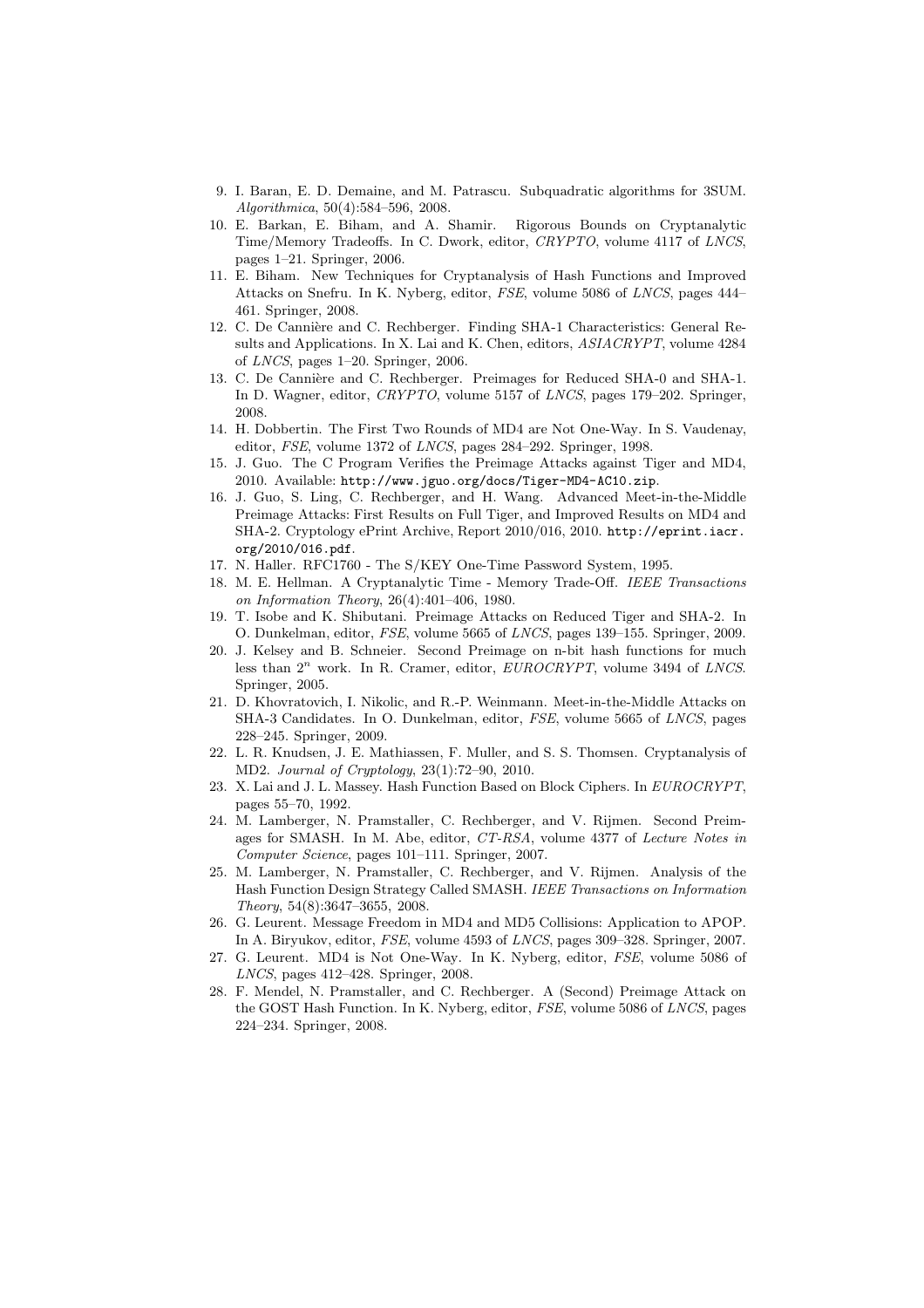9. I. Baran, E. D. Demaine, and M. Patrascu. Subquadratic algorithms for 3SUM. *Algorithmica*, 50(4):584–596, 2008.
10. E. Barkan, E. Biham, and A. Shamir. Rigorous Bounds on Cryptanalytic Time/Memory Tradeoffs. In C. Dwork, editor, *CRYPTO*, volume 4117 of *LNCS*, pages 1–21. Springer, 2006.
11. E. Biham. New Techniques for Cryptanalysis of Hash Functions and Improved Attacks on Snefru. In K. Nyberg, editor, *FSE*, volume 5086 of *LNCS*, pages 444–461. Springer, 2008.
12. C. De Cannière and C. Rechberger. Finding SHA-1 Characteristics: General Results and Applications. In X. Lai and K. Chen, editors, *ASIACRYPT*, volume 4284 of *LNCS*, pages 1–20. Springer, 2006.
13. C. De Cannière and C. Rechberger. Preimages for Reduced SHA-0 and SHA-1. In D. Wagner, editor, *CRYPTO*, volume 5157 of *LNCS*, pages 179–202. Springer, 2008.
14. H. Dobbertin. The First Two Rounds of MD4 are Not One-Way. In S. Vaudenay, editor, *FSE*, volume 1372 of *LNCS*, pages 284–292. Springer, 1998.
15. J. Guo. The C Program Verifies the Preimage Attacks against Tiger and MD4, 2010. Available: `http://www.jguo.org/docs/Tiger-MD4-AC10.zip`.
16. J. Guo, S. Ling, C. Rechberger, and H. Wang. Advanced Meet-in-the-Middle Preimage Attacks: First Results on Full Tiger, and Improved Results on MD4 and SHA-2. Cryptology ePrint Archive, Report 2010/016, 2010. `http://eprint.iacr.org/2010/016.pdf`.
17. N. Haller. RFC1760 - The S/KEY One-Time Password System, 1995.
18. M. E. Hellman. A Cryptanalytic Time - Memory Trade-Off. *IEEE Transactions on Information Theory*, 26(4):401–406, 1980.
19. T. Isobe and K. Shibutani. Preimage Attacks on Reduced Tiger and SHA-2. In O. Dunkelman, editor, *FSE*, volume 5665 of *LNCS*, pages 139–155. Springer, 2009.
20. J. Kelsey and B. Schneier. Second Preimage on n-bit hash functions for much less than $2^n$ work. In R. Cramer, editor, *EUROCRYPT*, volume 3494 of *LNCS*. Springer, 2005.
21. D. Khovratovich, I. Nikolic, and R.-P. Weinmann. Meet-in-the-Middle Attacks on SHA-3 Candidates. In O. Dunkelman, editor, *FSE*, volume 5665 of *LNCS*, pages 228–245. Springer, 2009.
22. L. R. Knudsen, J. E. Mathiassen, F. Muller, and S. S. Thomsen. Cryptanalysis of MD2. *Journal of Cryptology*, 23(1):72–90, 2010.
23. X. Lai and J. L. Massey. Hash Function Based on Block Ciphers. In *EUROCRYPT*, pages 55–70, 1992.
24. M. Lamberger, N. Pramstaller, C. Rechberger, and V. Rijmen. Second Preimages for SMASH. In M. Abe, editor, *CT-RSA*, volume 4377 of *Lecture Notes in Computer Science*, pages 101–111. Springer, 2007.
25. M. Lamberger, N. Pramstaller, C. Rechberger, and V. Rijmen. Analysis of the Hash Function Design Strategy Called SMASH. *IEEE Transactions on Information Theory*, 54(8):3647–3655, 2008.
26. G. Leurent. Message Freedom in MD4 and MD5 Collisions: Application to APOP. In A. Biryukov, editor, *FSE*, volume 4593 of *LNCS*, pages 309–328. Springer, 2007.
27. G. Leurent. MD4 is Not One-Way. In K. Nyberg, editor, *FSE*, volume 5086 of *LNCS*, pages 412–428. Springer, 2008.
28. F. Mendel, N. Pramstaller, and C. Rechberger. A (Second) Preimage Attack on the GOST Hash Function. In K. Nyberg, editor, *FSE*, volume 5086 of *LNCS*, pages 224–234. Springer, 2008.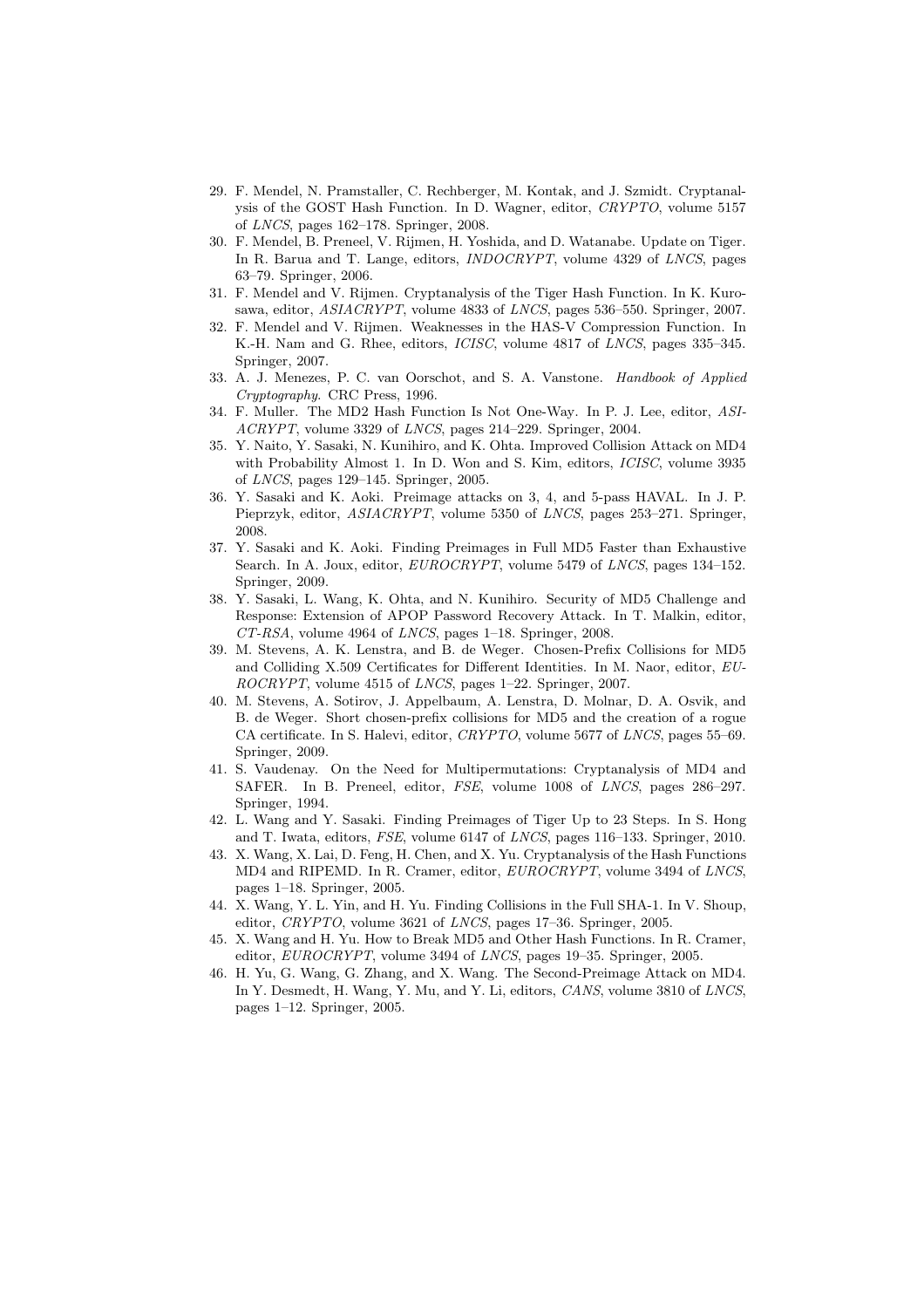29. F. Mendel, N. Pramstaller, C. Rechberger, M. Kontak, and J. Szmidt. Cryptanalysis of the GOST Hash Function. In D. Wagner, editor, *CRYPTO*, volume 5157 of *LNCS*, pages 162–178. Springer, 2008.
30. F. Mendel, B. Preneel, V. Rijmen, H. Yoshida, and D. Watanabe. Update on Tiger. In R. Barua and T. Lange, editors, *INDOCRYPT*, volume 4329 of *LNCS*, pages 63–79. Springer, 2006.
31. F. Mendel and V. Rijmen. Cryptanalysis of the Tiger Hash Function. In K. Kurosawa, editor, *ASIACRYPT*, volume 4833 of *LNCS*, pages 536–550. Springer, 2007.
32. F. Mendel and V. Rijmen. Weaknesses in the HAS-V Compression Function. In K.-H. Nam and G. Rhee, editors, *ICISC*, volume 4817 of *LNCS*, pages 335–345. Springer, 2007.
33. A. J. Menezes, P. C. van Oorschot, and S. A. Vanstone. *Handbook of Applied Cryptography*. CRC Press, 1996.
34. F. Muller. The MD2 Hash Function Is Not One-Way. In P. J. Lee, editor, *ASIACRYPT*, volume 3329 of *LNCS*, pages 214–229. Springer, 2004.
35. Y. Naito, Y. Sasaki, N. Kunihiro, and K. Ohta. Improved Collision Attack on MD4 with Probability Almost 1. In D. Won and S. Kim, editors, *ICISC*, volume 3935 of *LNCS*, pages 129–145. Springer, 2005.
36. Y. Sasaki and K. Aoki. Preimage attacks on 3, 4, and 5-pass HAVAL. In J. P. Pieprzyk, editor, *ASIACRYPT*, volume 5350 of *LNCS*, pages 253–271. Springer, 2008.
37. Y. Sasaki and K. Aoki. Finding Preimages in Full MD5 Faster than Exhaustive Search. In A. Joux, editor, *EUROCRYPT*, volume 5479 of *LNCS*, pages 134–152. Springer, 2009.
38. Y. Sasaki, L. Wang, K. Ohta, and N. Kunihiro. Security of MD5 Challenge and Response: Extension of APOP Password Recovery Attack. In T. Malkin, editor, *CT-RSA*, volume 4964 of *LNCS*, pages 1–18. Springer, 2008.
39. M. Stevens, A. K. Lenstra, and B. de Weger. Chosen-Prefix Collisions for MD5 and Colliding X.509 Certificates for Different Identities. In M. Naor, editor, *EUROCRYPT*, volume 4515 of *LNCS*, pages 1–22. Springer, 2007.
40. M. Stevens, A. Sotirov, J. Appelbaum, A. Lenstra, D. Molnar, D. A. Osvik, and B. de Weger. Short chosen-prefix collisions for MD5 and the creation of a rogue CA certificate. In S. Halevi, editor, *CRYPTO*, volume 5677 of *LNCS*, pages 55–69. Springer, 2009.
41. S. Vaudenay. On the Need for Multipermutations: Cryptanalysis of MD4 and SAFER. In B. Preneel, editor, *FSE*, volume 1008 of *LNCS*, pages 286–297. Springer, 1994.
42. L. Wang and Y. Sasaki. Finding Preimages of Tiger Up to 23 Steps. In S. Hong and T. Iwata, editors, *FSE*, volume 6147 of *LNCS*, pages 116–133. Springer, 2010.
43. X. Wang, X. Lai, D. Feng, H. Chen, and X. Yu. Cryptanalysis of the Hash Functions MD4 and RIPEMD. In R. Cramer, editor, *EUROCRYPT*, volume 3494 of *LNCS*, pages 1–18. Springer, 2005.
44. X. Wang, Y. L. Yin, and H. Yu. Finding Collisions in the Full SHA-1. In V. Shoup, editor, *CRYPTO*, volume 3621 of *LNCS*, pages 17–36. Springer, 2005.
45. X. Wang and H. Yu. How to Break MD5 and Other Hash Functions. In R. Cramer, editor, *EUROCRYPT*, volume 3494 of *LNCS*, pages 19–35. Springer, 2005.
46. H. Yu, G. Wang, G. Zhang, and X. Wang. The Second-Preimage Attack on MD4. In Y. Desmedt, H. Wang, Y. Mu, and Y. Li, editors, *CANS*, volume 3810 of *LNCS*, pages 1–12. Springer, 2005.